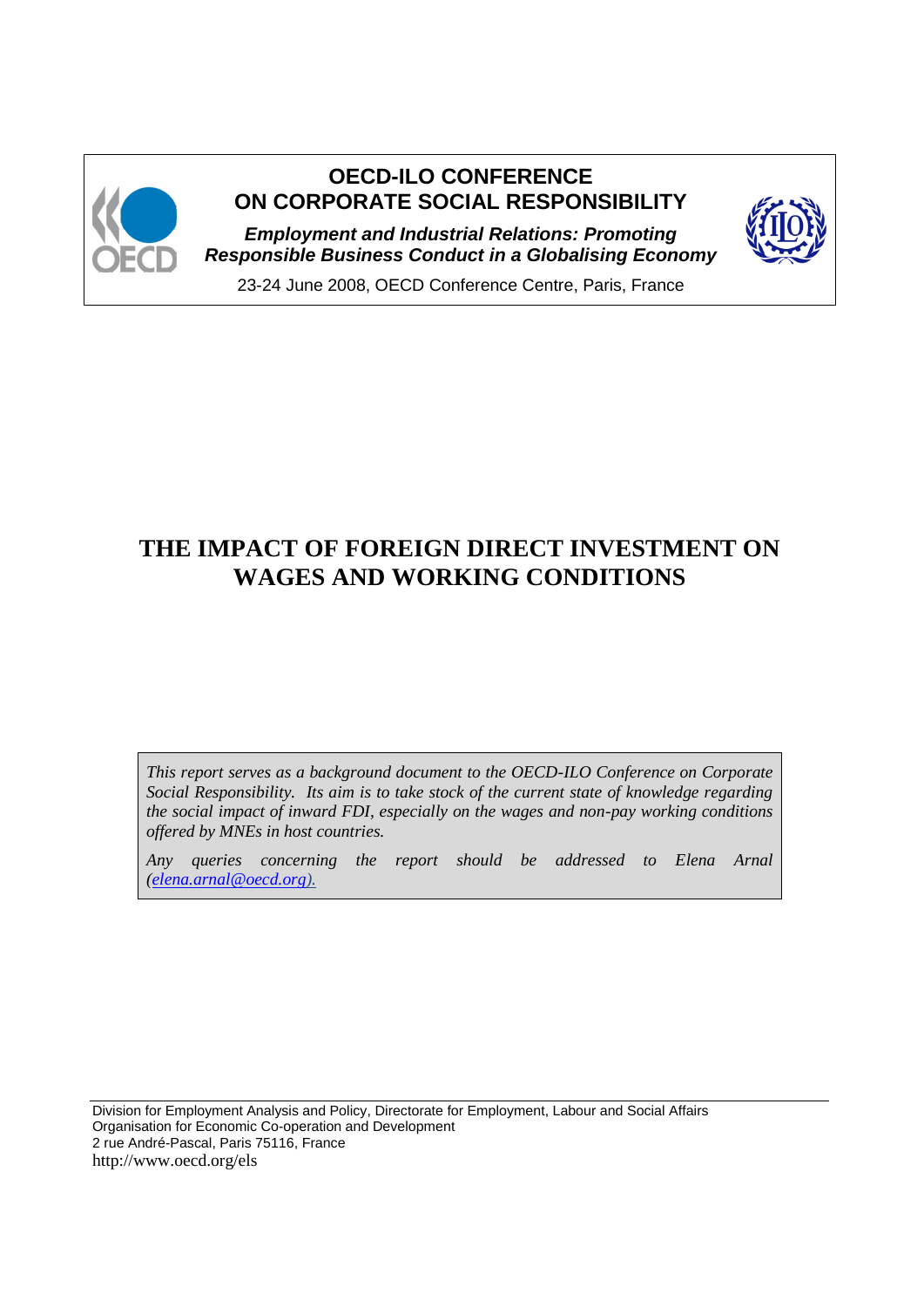**OECD-ILO CONFERENCE ON CORPORATE SOCIAL RESPONSIBILITY**

***Employment and Industrial Relations: Promoting Responsible Business Conduct in a Globalising Economy***

23-24 June 2008, OECD Conference Centre, Paris, France

# THE IMPACT OF FOREIGN DIRECT INVESTMENT ON WAGES AND WORKING CONDITIONS

*This report serves as a background document to the OECD-ILO Conference on Corporate Social Responsibility. Its aim is to take stock of the current state of knowledge regarding the social impact of inward FDI, especially on the wages and non-pay working conditions offered by MNEs in host countries.*

*Any queries concerning the report should be addressed to Elena Arnal (elena.arnal@oecd.org).*

Division for Employment Analysis and Policy, Directorate for Employment, Labour and Social Affairs
Organisation for Economic Co-operation and Development
2 rue André-Pascal, Paris 75116, France
http://www.oecd.org/els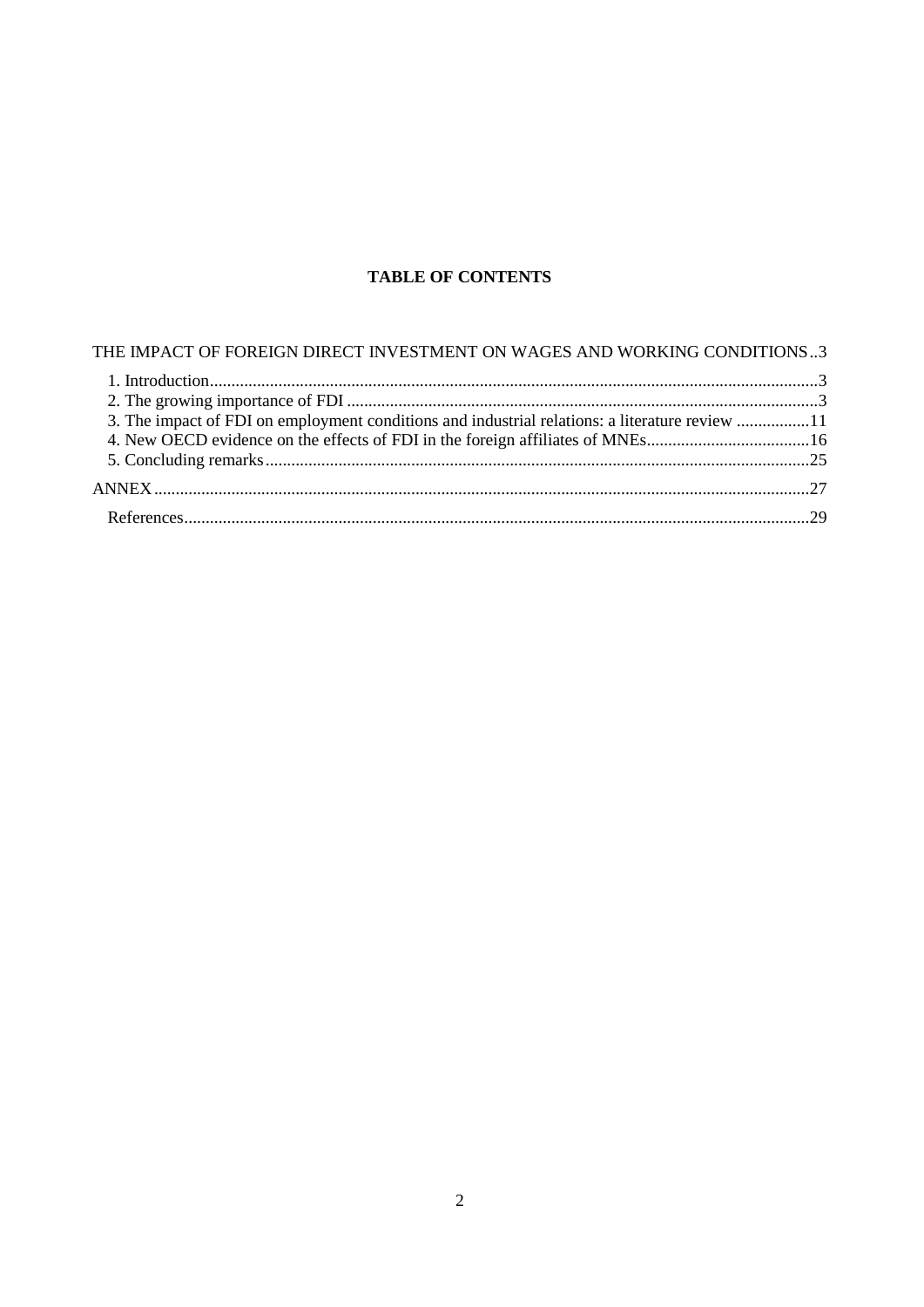**TABLE OF CONTENTS**

THE IMPACT OF FOREIGN DIRECT INVESTMENT ON WAGES AND WORKING CONDITIONS..3

- 1. Introduction......3
- 2. The growing importance of FDI......3
- 3. The impact of FDI on employment conditions and industrial relations: a literature review......11
- 4. New OECD evidence on the effects of FDI in the foreign affiliates of MNEs......16
- 5. Concluding remarks......25

ANNEX......27

- References......29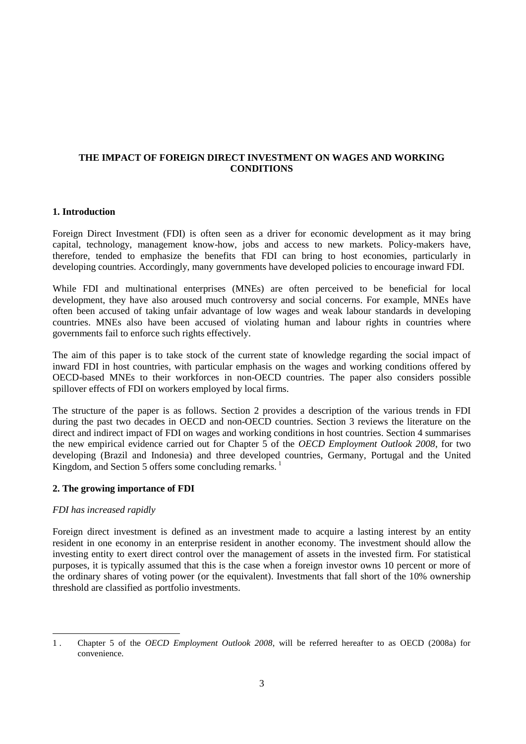# THE IMPACT OF FOREIGN DIRECT INVESTMENT ON WAGES AND WORKING CONDITIONS

## 1. Introduction

Foreign Direct Investment (FDI) is often seen as a driver for economic development as it may bring capital, technology, management know-how, jobs and access to new markets. Policy-makers have, therefore, tended to emphasize the benefits that FDI can bring to host economies, particularly in developing countries. Accordingly, many governments have developed policies to encourage inward FDI.

While FDI and multinational enterprises (MNEs) are often perceived to be beneficial for local development, they have also aroused much controversy and social concerns. For example, MNEs have often been accused of taking unfair advantage of low wages and weak labour standards in developing countries. MNEs also have been accused of violating human and labour rights in countries where governments fail to enforce such rights effectively.

The aim of this paper is to take stock of the current state of knowledge regarding the social impact of inward FDI in host countries, with particular emphasis on the wages and working conditions offered by OECD-based MNEs to their workforces in non-OECD countries. The paper also considers possible spillover effects of FDI on workers employed by local firms.

The structure of the paper is as follows. Section 2 provides a description of the various trends in FDI during the past two decades in OECD and non-OECD countries. Section 3 reviews the literature on the direct and indirect impact of FDI on wages and working conditions in host countries. Section 4 summarises the new empirical evidence carried out for Chapter 5 of the *OECD Employment Outlook 2008*, for two developing (Brazil and Indonesia) and three developed countries, Germany, Portugal and the United Kingdom, and Section 5 offers some concluding remarks. [1]

## 2. The growing importance of FDI

### *FDI has increased rapidly*

Foreign direct investment is defined as an investment made to acquire a lasting interest by an entity resident in one economy in an enterprise resident in another economy. The investment should allow the investing entity to exert direct control over the management of assets in the invested firm. For statistical purposes, it is typically assumed that this is the case when a foreign investor owns 10 percent or more of the ordinary shares of voting power (or the equivalent). Investments that fall short of the 10% ownership threshold are classified as portfolio investments.

---

1 . Chapter 5 of the *OECD Employment Outlook 2008*, will be referred hereafter to as OECD (2008a) for convenience.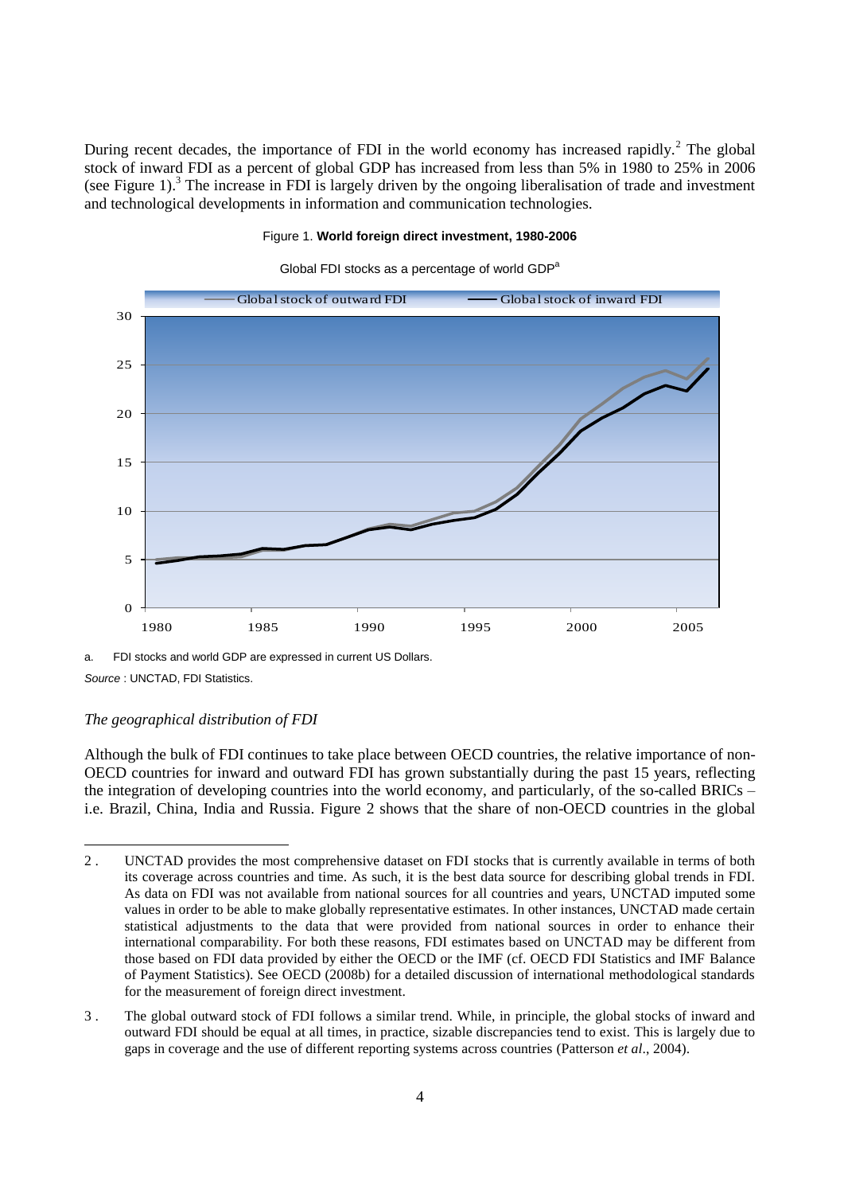During recent decades, the importance of FDI in the world economy has increased rapidly.[2] The global stock of inward FDI as a percent of global GDP has increased from less than 5% in 1980 to 25% in 2006 (see Figure 1).[3] The increase in FDI is largely driven by the ongoing liberalisation of trade and investment and technological developments in information and communication technologies.

Figure 1. **World foreign direct investment, 1980-2006**

Global FDI stocks as a percentage of world GDP[a]

a. FDI stocks and world GDP are expressed in current US Dollars.

*Source* : UNCTAD, FDI Statistics.

*The geographical distribution of FDI*

Although the bulk of FDI continues to take place between OECD countries, the relative importance of non-OECD countries for inward and outward FDI has grown substantially during the past 15 years, reflecting the integration of developing countries into the world economy, and particularly, of the so-called BRICs – i.e. Brazil, China, India and Russia. Figure 2 shows that the share of non-OECD countries in the global

---

2 . UNCTAD provides the most comprehensive dataset on FDI stocks that is currently available in terms of both its coverage across countries and time. As such, it is the best data source for describing global trends in FDI. As data on FDI was not available from national sources for all countries and years, UNCTAD imputed some values in order to be able to make globally representative estimates. In other instances, UNCTAD made certain statistical adjustments to the data that were provided from national sources in order to enhance their international comparability. For both these reasons, FDI estimates based on UNCTAD may be different from those based on FDI data provided by either the OECD or the IMF (cf. OECD FDI Statistics and IMF Balance of Payment Statistics). See OECD (2008b) for a detailed discussion of international methodological standards for the measurement of foreign direct investment.

3 . The global outward stock of FDI follows a similar trend. While, in principle, the global stocks of inward and outward FDI should be equal at all times, in practice, sizable discrepancies tend to exist. This is largely due to gaps in coverage and the use of different reporting systems across countries (Patterson *et al*., 2004).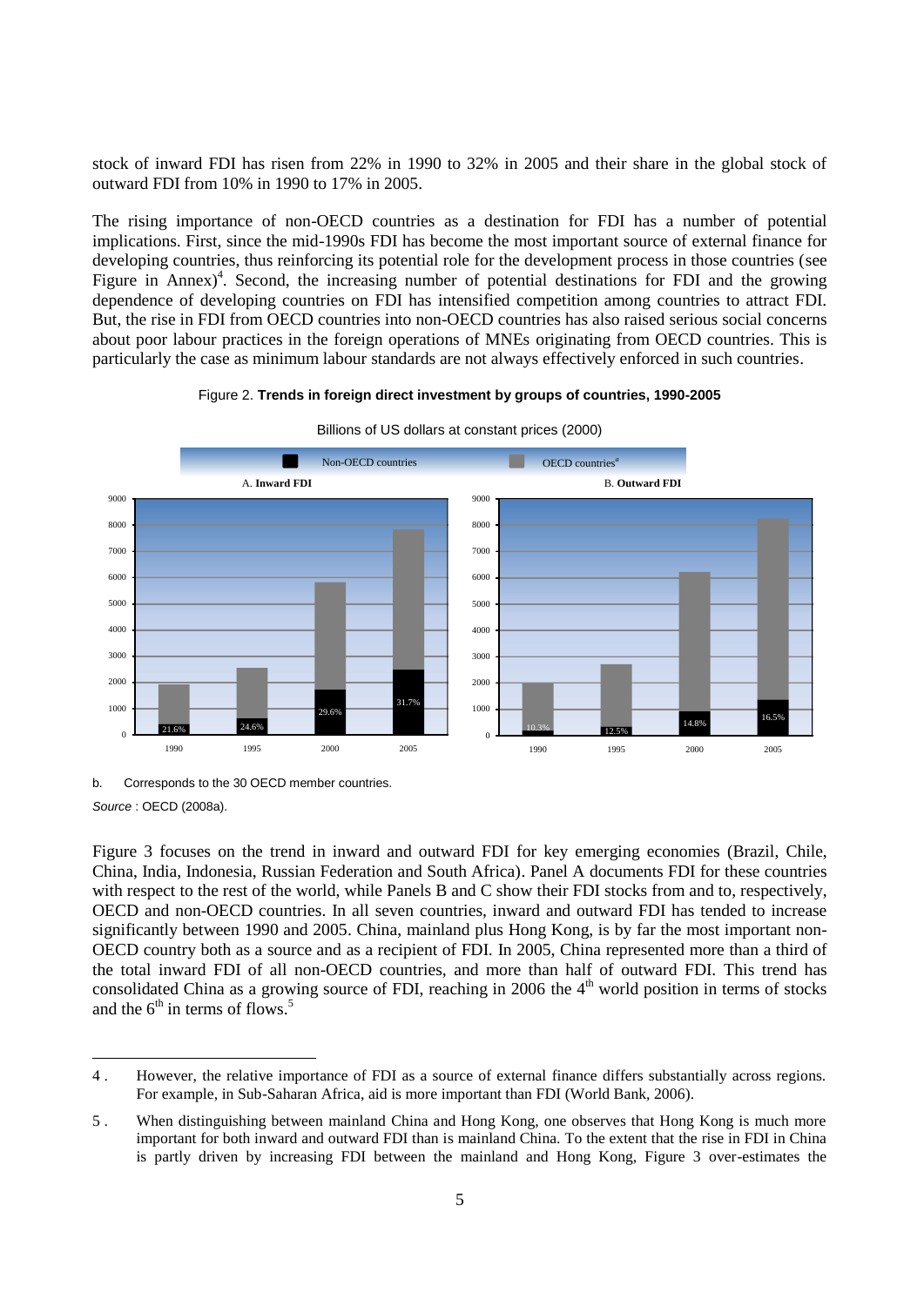stock of inward FDI has risen from 22% in 1990 to 32% in 2005 and their share in the global stock of outward FDI from 10% in 1990 to 17% in 2005.

The rising importance of non-OECD countries as a destination for FDI has a number of potential implications. First, since the mid-1990s FDI has become the most important source of external finance for developing countries, thus reinforcing its potential role for the development process in those countries (see Figure in Annex)[4]. Second, the increasing number of potential destinations for FDI and the growing dependence of developing countries on FDI has intensified competition among countries to attract FDI. But, the rise in FDI from OECD countries into non-OECD countries has also raised serious social concerns about poor labour practices in the foreign operations of MNEs originating from OECD countries. This is particularly the case as minimum labour standards are not always effectively enforced in such countries.

Figure 2. **Trends in foreign direct investment by groups of countries, 1990-2005**

Billions of US dollars at constant prices (2000)

Non-OECD countries | OECD countries[a]

A. **Inward FDI** — Non-OECD share: 1990: 21.6%; 1995: 24.6%; 2000: 29.6%; 2005: 31.7%

B. **Outward FDI** — Non-OECD share: 1990: 10.3%; 1995: 12.5%; 2000: 14.8%; 2005: 16.5%

b. Corresponds to the 30 OECD member countries.

*Source* : OECD (2008a).

Figure 3 focuses on the trend in inward and outward FDI for key emerging economies (Brazil, Chile, China, India, Indonesia, Russian Federation and South Africa). Panel A documents FDI for these countries with respect to the rest of the world, while Panels B and C show their FDI stocks from and to, respectively, OECD and non-OECD countries. In all seven countries, inward and outward FDI has tended to increase significantly between 1990 and 2005. China, mainland plus Hong Kong, is by far the most important non-OECD country both as a source and as a recipient of FDI. In 2005, China represented more than a third of the total inward FDI of all non-OECD countries, and more than half of outward FDI. This trend has consolidated China as a growing source of FDI, reaching in 2006 the 4th world position in terms of stocks and the 6th in terms of flows.[5]

4 . However, the relative importance of FDI as a source of external finance differs substantially across regions. For example, in Sub-Saharan Africa, aid is more important than FDI (World Bank, 2006).

5 . When distinguishing between mainland China and Hong Kong, one observes that Hong Kong is much more important for both inward and outward FDI than is mainland China. To the extent that the rise in FDI in China is partly driven by increasing FDI between the mainland and Hong Kong, Figure 3 over-estimates the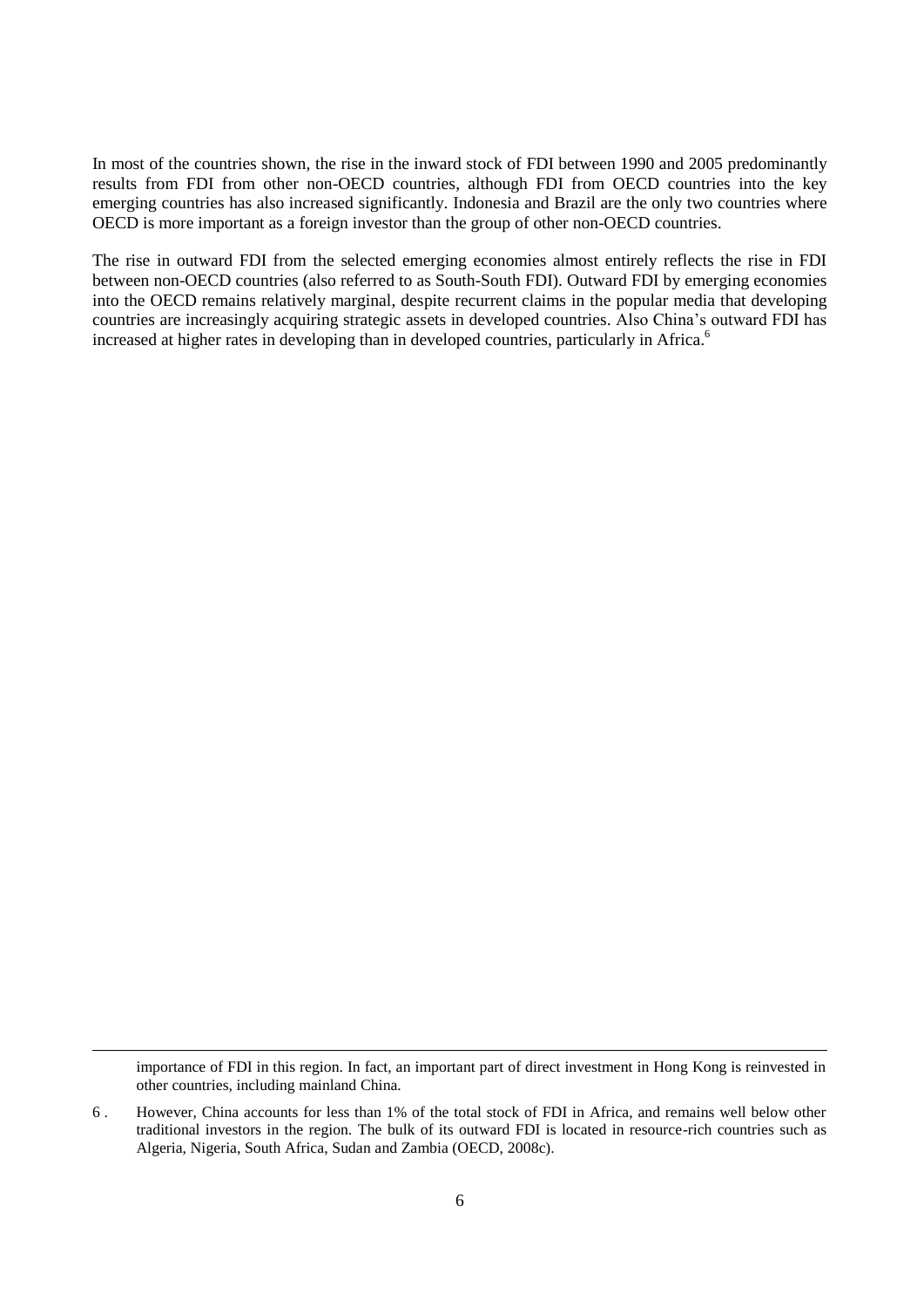In most of the countries shown, the rise in the inward stock of FDI between 1990 and 2005 predominantly results from FDI from other non-OECD countries, although FDI from OECD countries into the key emerging countries has also increased significantly. Indonesia and Brazil are the only two countries where OECD is more important as a foreign investor than the group of other non-OECD countries.

The rise in outward FDI from the selected emerging economies almost entirely reflects the rise in FDI between non-OECD countries (also referred to as South-South FDI). Outward FDI by emerging economies into the OECD remains relatively marginal, despite recurrent claims in the popular media that developing countries are increasingly acquiring strategic assets in developed countries. Also China's outward FDI has increased at higher rates in developing than in developed countries, particularly in Africa.[6]

---

importance of FDI in this region. In fact, an important part of direct investment in Hong Kong is reinvested in other countries, including mainland China.

6 . However, China accounts for less than 1% of the total stock of FDI in Africa, and remains well below other traditional investors in the region. The bulk of its outward FDI is located in resource-rich countries such as Algeria, Nigeria, South Africa, Sudan and Zambia (OECD, 2008c).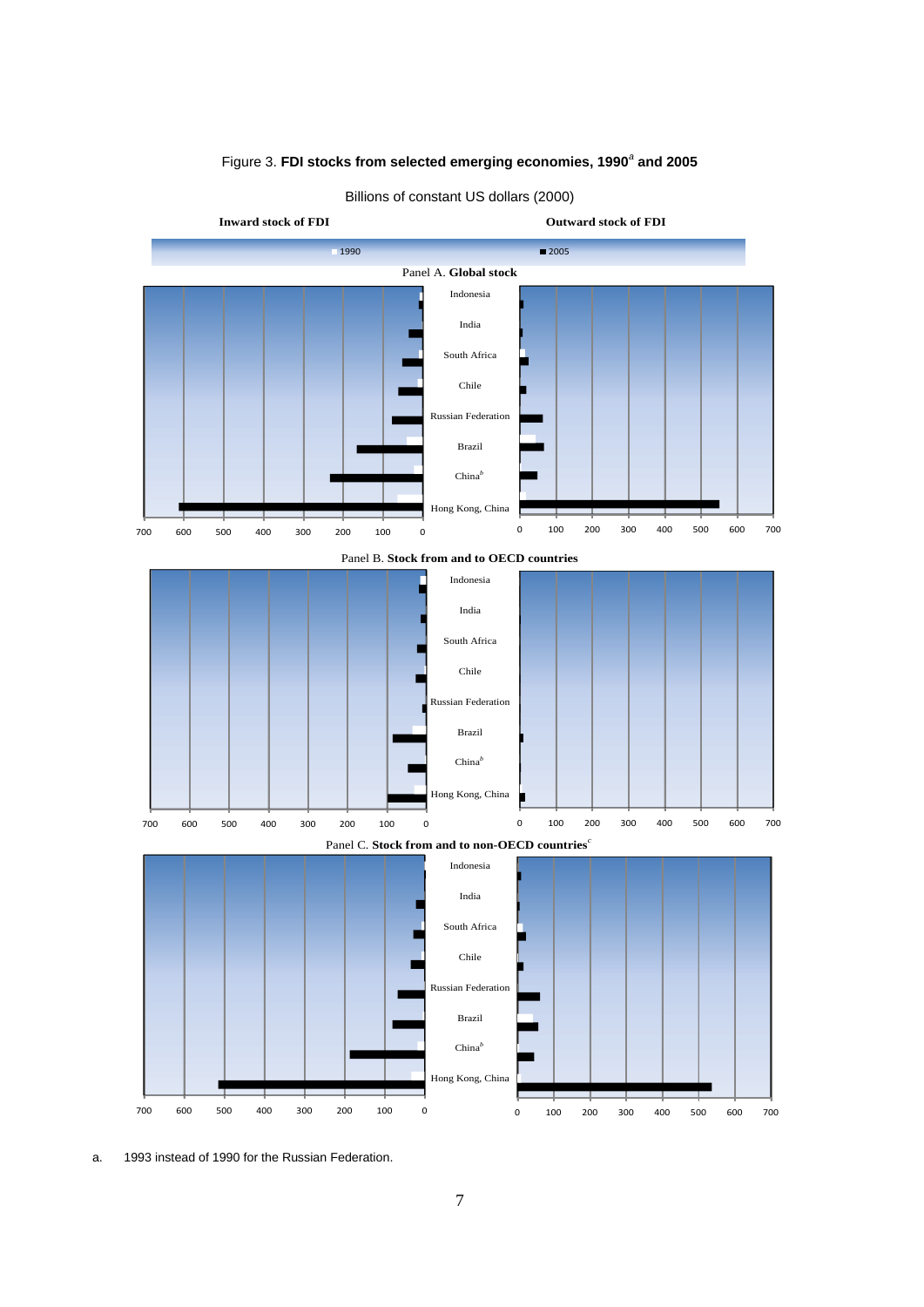Figure 3. **FDI stocks from selected emerging economies, 1990[a] and 2005**

Billions of constant US dollars (2000)

**Inward stock of FDI** | **Outward stock of FDI**

1990 | 2005

Panel A. **Global stock**

Indonesia, India, South Africa, Chile, Russian Federation, Brazil, China[b], Hong Kong, China

Panel B. **Stock from and to OECD countries**

Indonesia, India, South Africa, Chile, Russian Federation, Brazil, China[b], Hong Kong, China

Panel C. **Stock from and to non-OECD countries**[c]

Indonesia, India, South Africa, Chile, Russian Federation, Brazil, China[b], Hong Kong, China

a. 1993 instead of 1990 for the Russian Federation.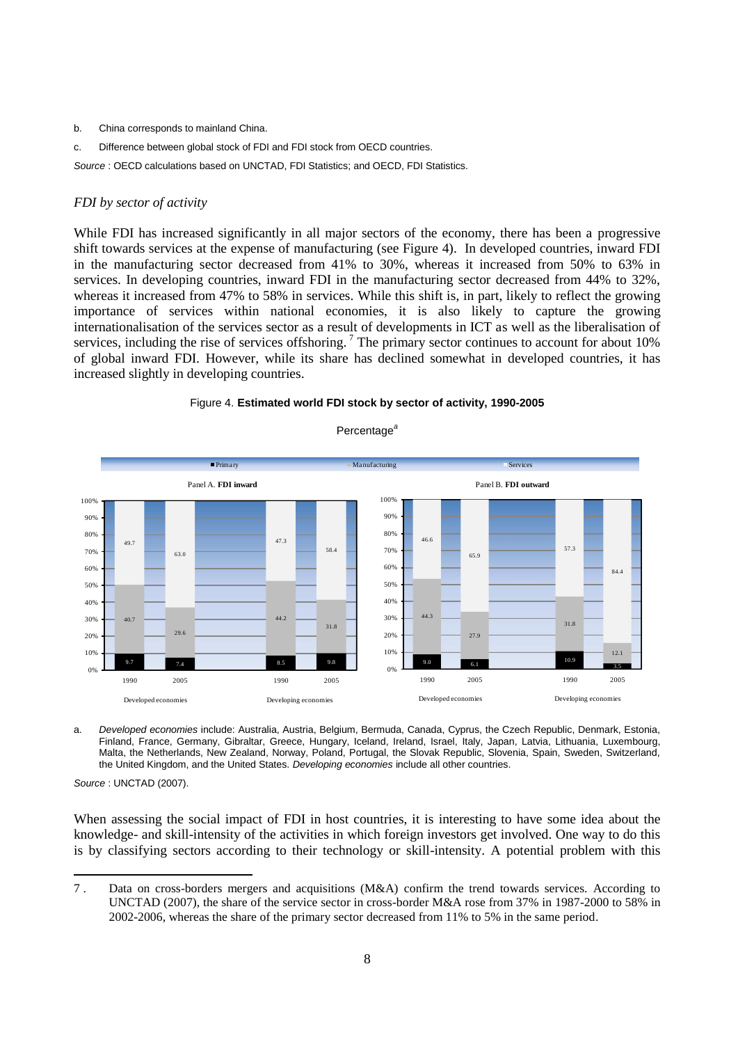b. China corresponds to mainland China.

c. Difference between global stock of FDI and FDI stock from OECD countries.

*Source* : OECD calculations based on UNCTAD, FDI Statistics; and OECD, FDI Statistics.

### *FDI by sector of activity*

While FDI has increased significantly in all major sectors of the economy, there has been a progressive shift towards services at the expense of manufacturing (see Figure 4). In developed countries, inward FDI in the manufacturing sector decreased from 41% to 30%, whereas it increased from 50% to 63% in services. In developing countries, inward FDI in the manufacturing sector decreased from 44% to 32%, whereas it increased from 47% to 58% in services. While this shift is, in part, likely to reflect the growing importance of services within national economies, it is also likely to capture the growing internationalisation of the services sector as a result of developments in ICT as well as the liberalisation of services, including the rise of services offshoring.[7] The primary sector continues to account for about 10% of global inward FDI. However, while its share has declined somewhat in developed countries, it has increased slightly in developing countries.

Figure 4. **Estimated world FDI stock by sector of activity, 1990-2005**

Percentage[a]

Panel A. **FDI inward**

| | Developed economies 1990 | Developed economies 2005 | Developing economies 1990 | Developing economies 2005 |
|---|---|---|---|---|
| Primary | 9.7 | 7.4 | 8.5 | 9.8 |
| Manufacturing | 40.7 | 29.6 | 44.2 | 31.8 |
| Services | 49.7 | 63.0 | 47.3 | 58.4 |

Panel B. **FDI outward**

| | Developed economies 1990 | Developed economies 2005 | Developing economies 1990 | Developing economies 2005 |
|---|---|---|---|---|
| Primary | 9.0 | 6.1 | 10.9 | 3.5 |
| Manufacturing | 44.3 | 27.9 | 31.8 | 12.1 |
| Services | 46.6 | 65.9 | 57.3 | 84.4 |

a. *Developed economies* include: Australia, Austria, Belgium, Bermuda, Canada, Cyprus, the Czech Republic, Denmark, Estonia, Finland, France, Germany, Gibraltar, Greece, Hungary, Iceland, Ireland, Israel, Italy, Japan, Latvia, Lithuania, Luxembourg, Malta, the Netherlands, New Zealand, Norway, Poland, Portugal, the Slovak Republic, Slovenia, Spain, Sweden, Switzerland, the United Kingdom, and the United States. *Developing economies* include all other countries.

*Source* : UNCTAD (2007).

When assessing the social impact of FDI in host countries, it is interesting to have some idea about the knowledge- and skill-intensity of the activities in which foreign investors get involved. One way to do this is by classifying sectors according to their technology or skill-intensity. A potential problem with this

---

7. Data on cross-borders mergers and acquisitions (M&A) confirm the trend towards services. According to UNCTAD (2007), the share of the service sector in cross-border M&A rose from 37% in 1987-2000 to 58% in 2002-2006, whereas the share of the primary sector decreased from 11% to 5% in the same period.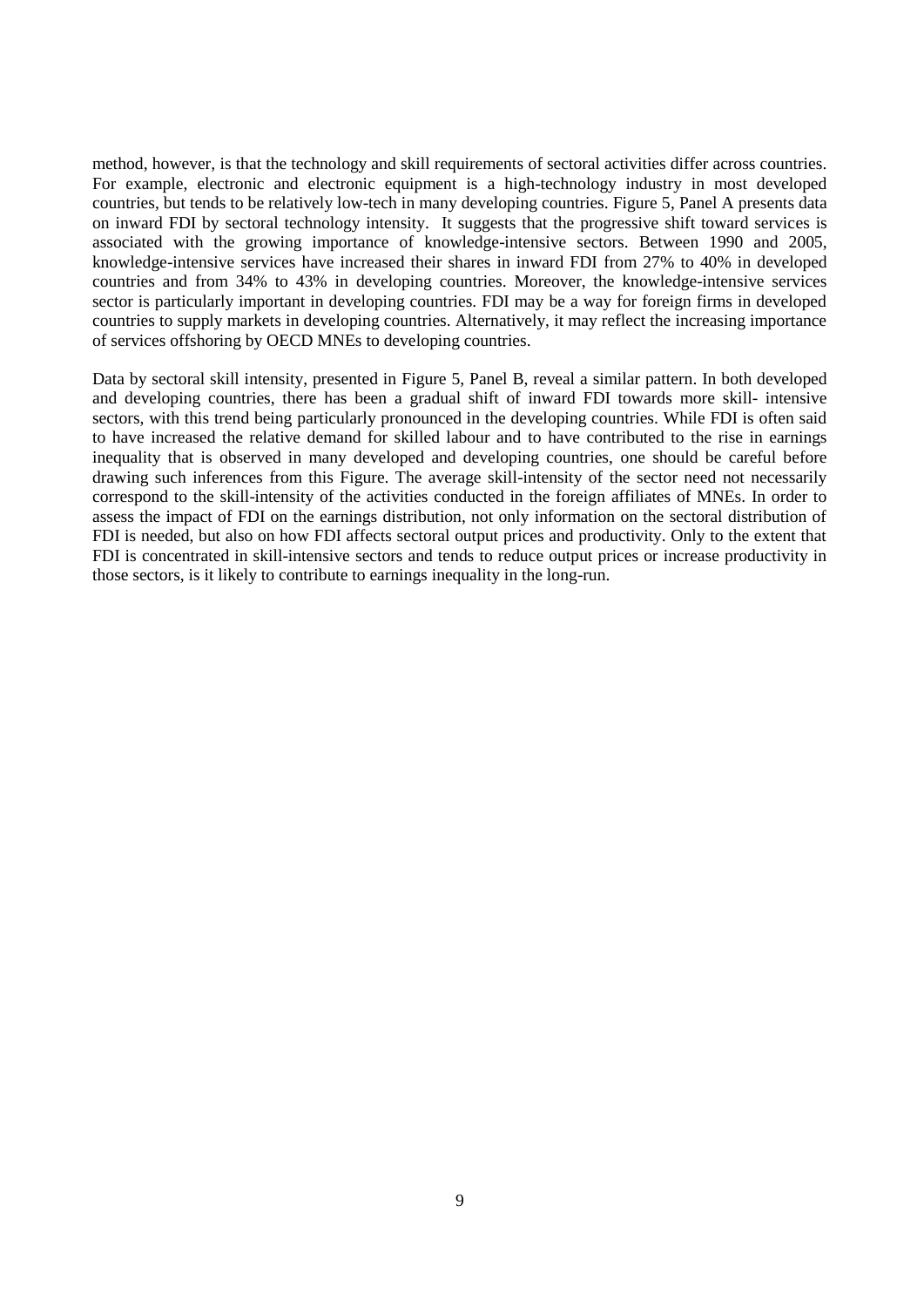method, however, is that the technology and skill requirements of sectoral activities differ across countries. For example, electronic and electronic equipment is a high-technology industry in most developed countries, but tends to be relatively low-tech in many developing countries. Figure 5, Panel A presents data on inward FDI by sectoral technology intensity. It suggests that the progressive shift toward services is associated with the growing importance of knowledge-intensive sectors. Between 1990 and 2005, knowledge-intensive services have increased their shares in inward FDI from 27% to 40% in developed countries and from 34% to 43% in developing countries. Moreover, the knowledge-intensive services sector is particularly important in developing countries. FDI may be a way for foreign firms in developed countries to supply markets in developing countries. Alternatively, it may reflect the increasing importance of services offshoring by OECD MNEs to developing countries.

Data by sectoral skill intensity, presented in Figure 5, Panel B, reveal a similar pattern. In both developed and developing countries, there has been a gradual shift of inward FDI towards more skill- intensive sectors, with this trend being particularly pronounced in the developing countries. While FDI is often said to have increased the relative demand for skilled labour and to have contributed to the rise in earnings inequality that is observed in many developed and developing countries, one should be careful before drawing such inferences from this Figure. The average skill-intensity of the sector need not necessarily correspond to the skill-intensity of the activities conducted in the foreign affiliates of MNEs. In order to assess the impact of FDI on the earnings distribution, not only information on the sectoral distribution of FDI is needed, but also on how FDI affects sectoral output prices and productivity. Only to the extent that FDI is concentrated in skill-intensive sectors and tends to reduce output prices or increase productivity in those sectors, is it likely to contribute to earnings inequality in the long-run.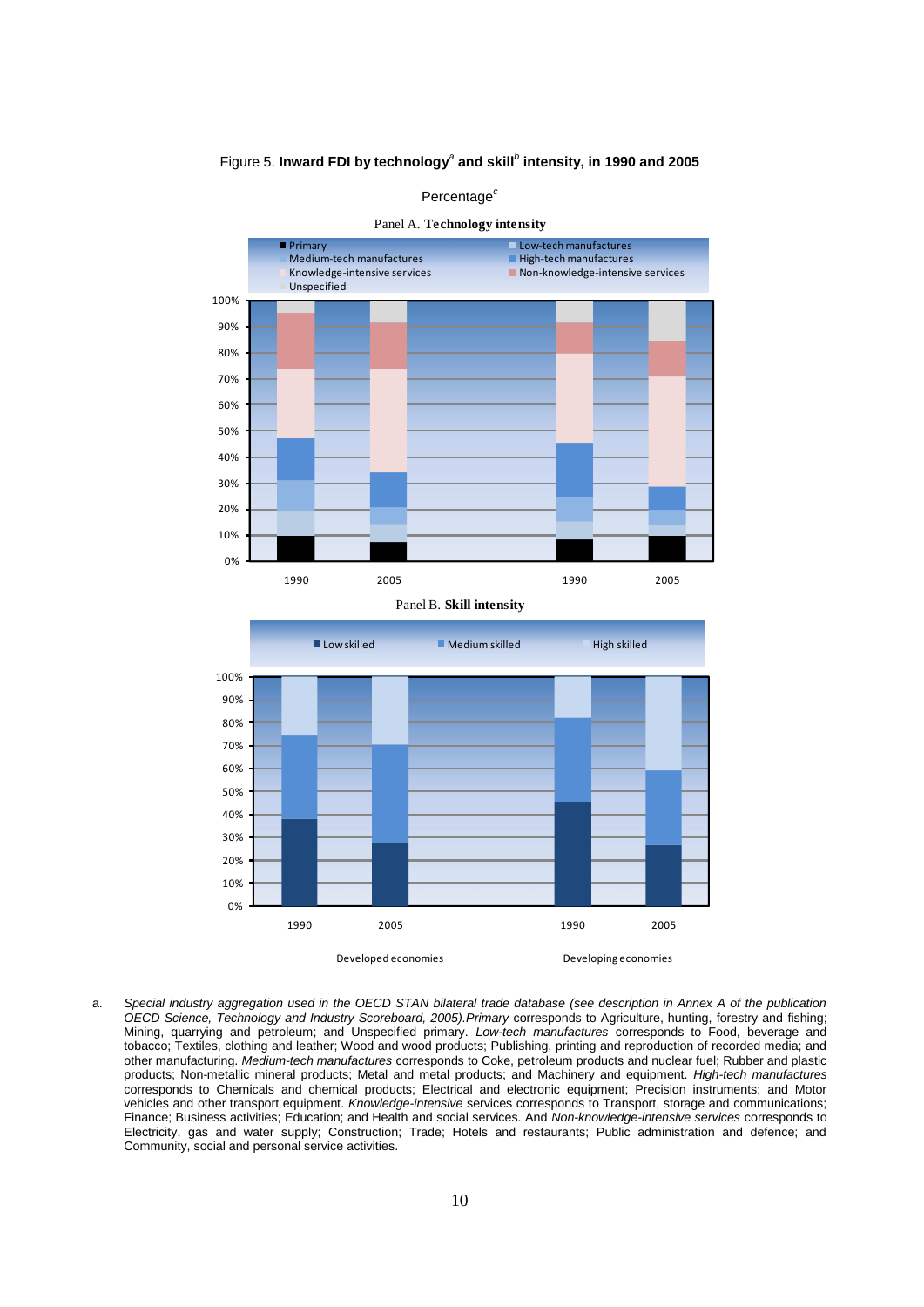Figure 5. **Inward FDI by technology[a] and skill[b] intensity, in 1990 and 2005**

Percentage[c]

Panel A. **Technology intensity**

Panel B. **Skill intensity**

a. *Special industry aggregation used in the OECD STAN bilateral trade database (see description in Annex A of the publication OECD Science, Technology and Industry Scoreboard, 2005).Primary* corresponds to Agriculture, hunting, forestry and fishing; Mining, quarrying and petroleum; and Unspecified primary. *Low-tech manufactures* corresponds to Food, beverage and tobacco; Textiles, clothing and leather; Wood and wood products; Publishing, printing and reproduction of recorded media; and other manufacturing. *Medium-tech manufactures* corresponds to Coke, petroleum products and nuclear fuel; Rubber and plastic products; Non-metallic mineral products; Metal and metal products; and Machinery and equipment. *High-tech manufactures* corresponds to Chemicals and chemical products; Electrical and electronic equipment; Precision instruments; and Motor vehicles and other transport equipment. *Knowledge-intensive* services corresponds to Transport, storage and communications; Finance; Business activities; Education; and Health and social services. And *Non-knowledge-intensive services* corresponds to Electricity, gas and water supply; Construction; Trade; Hotels and restaurants; Public administration and defence; and Community, social and personal service activities.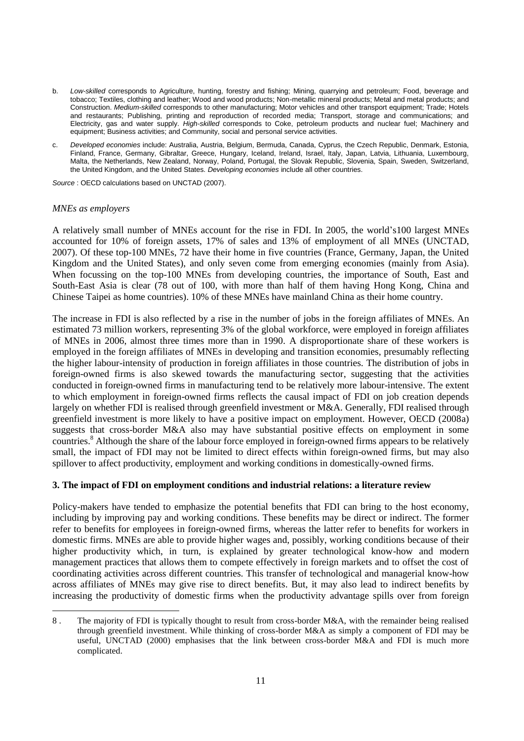b. *Low-skilled* corresponds to Agriculture, hunting, forestry and fishing; Mining, quarrying and petroleum; Food, beverage and tobacco; Textiles, clothing and leather; Wood and wood products; Non-metallic mineral products; Metal and metal products; and Construction. *Medium-skilled* corresponds to other manufacturing; Motor vehicles and other transport equipment; Trade; Hotels and restaurants; Publishing, printing and reproduction of recorded media; Transport, storage and communications; and Electricity, gas and water supply. *High-skilled* corresponds to Coke, petroleum products and nuclear fuel; Machinery and equipment; Business activities; and Community, social and personal service activities.

c. *Developed economies* include: Australia, Austria, Belgium, Bermuda, Canada, Cyprus, the Czech Republic, Denmark, Estonia, Finland, France, Germany, Gibraltar, Greece, Hungary, Iceland, Ireland, Israel, Italy, Japan, Latvia, Lithuania, Luxembourg, Malta, the Netherlands, New Zealand, Norway, Poland, Portugal, the Slovak Republic, Slovenia, Spain, Sweden, Switzerland, the United Kingdom, and the United States. *Developing economies* include all other countries.

*Source* : OECD calculations based on UNCTAD (2007).

*MNEs as employers*

A relatively small number of MNEs account for the rise in FDI. In 2005, the world's100 largest MNEs accounted for 10% of foreign assets, 17% of sales and 13% of employment of all MNEs (UNCTAD, 2007). Of these top-100 MNEs, 72 have their home in five countries (France, Germany, Japan, the United Kingdom and the United States), and only seven come from emerging economies (mainly from Asia). When focussing on the top-100 MNEs from developing countries, the importance of South, East and South-East Asia is clear (78 out of 100, with more than half of them having Hong Kong, China and Chinese Taipei as home countries). 10% of these MNEs have mainland China as their home country.

The increase in FDI is also reflected by a rise in the number of jobs in the foreign affiliates of MNEs. An estimated 73 million workers, representing 3% of the global workforce, were employed in foreign affiliates of MNEs in 2006, almost three times more than in 1990. A disproportionate share of these workers is employed in the foreign affiliates of MNEs in developing and transition economies, presumably reflecting the higher labour-intensity of production in foreign affiliates in those countries. The distribution of jobs in foreign-owned firms is also skewed towards the manufacturing sector, suggesting that the activities conducted in foreign-owned firms in manufacturing tend to be relatively more labour-intensive. The extent to which employment in foreign-owned firms reflects the causal impact of FDI on job creation depends largely on whether FDI is realised through greenfield investment or M&A. Generally, FDI realised through greenfield investment is more likely to have a positive impact on employment. However, OECD (2008a) suggests that cross-border M&A also may have substantial positive effects on employment in some countries.[8] Although the share of the labour force employed in foreign-owned firms appears to be relatively small, the impact of FDI may not be limited to direct effects within foreign-owned firms, but may also spillover to affect productivity, employment and working conditions in domestically-owned firms.

## 3. The impact of FDI on employment conditions and industrial relations: a literature review

Policy-makers have tended to emphasize the potential benefits that FDI can bring to the host economy, including by improving pay and working conditions. These benefits may be direct or indirect. The former refer to benefits for employees in foreign-owned firms, whereas the latter refer to benefits for workers in domestic firms. MNEs are able to provide higher wages and, possibly, working conditions because of their higher productivity which, in turn, is explained by greater technological know-how and modern management practices that allows them to compete effectively in foreign markets and to offset the cost of coordinating activities across different countries. This transfer of technological and managerial know-how across affiliates of MNEs may give rise to direct benefits. But, it may also lead to indirect benefits by increasing the productivity of domestic firms when the productivity advantage spills over from foreign

8 . The majority of FDI is typically thought to result from cross-border M&A, with the remainder being realised through greenfield investment. While thinking of cross-border M&A as simply a component of FDI may be useful, UNCTAD (2000) emphasises that the link between cross-border M&A and FDI is much more complicated.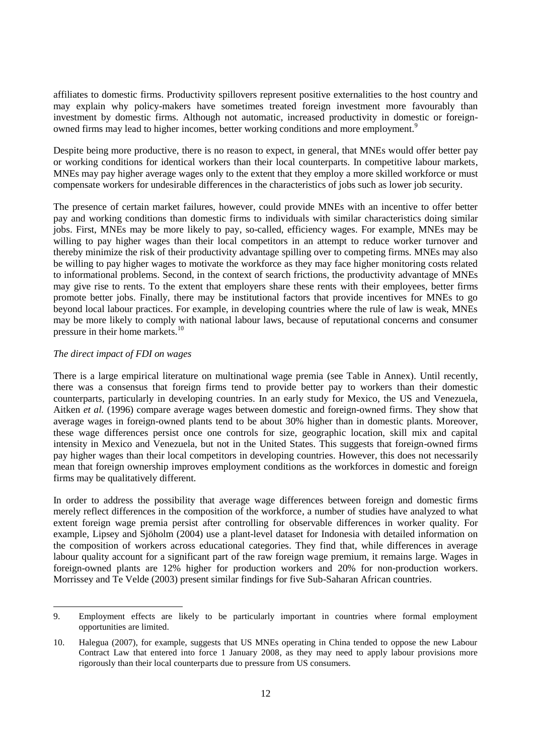affiliates to domestic firms. Productivity spillovers represent positive externalities to the host country and may explain why policy-makers have sometimes treated foreign investment more favourably than investment by domestic firms. Although not automatic, increased productivity in domestic or foreign-owned firms may lead to higher incomes, better working conditions and more employment.[9]

Despite being more productive, there is no reason to expect, in general, that MNEs would offer better pay or working conditions for identical workers than their local counterparts. In competitive labour markets, MNEs may pay higher average wages only to the extent that they employ a more skilled workforce or must compensate workers for undesirable differences in the characteristics of jobs such as lower job security.

The presence of certain market failures, however, could provide MNEs with an incentive to offer better pay and working conditions than domestic firms to individuals with similar characteristics doing similar jobs. First, MNEs may be more likely to pay, so-called, efficiency wages. For example, MNEs may be willing to pay higher wages than their local competitors in an attempt to reduce worker turnover and thereby minimize the risk of their productivity advantage spilling over to competing firms. MNEs may also be willing to pay higher wages to motivate the workforce as they may face higher monitoring costs related to informational problems. Second, in the context of search frictions, the productivity advantage of MNEs may give rise to rents. To the extent that employers share these rents with their employees, better firms promote better jobs. Finally, there may be institutional factors that provide incentives for MNEs to go beyond local labour practices. For example, in developing countries where the rule of law is weak, MNEs may be more likely to comply with national labour laws, because of reputational concerns and consumer pressure in their home markets.[10]

*The direct impact of FDI on wages*

There is a large empirical literature on multinational wage premia (see Table in Annex). Until recently, there was a consensus that foreign firms tend to provide better pay to workers than their domestic counterparts, particularly in developing countries. In an early study for Mexico, the US and Venezuela, Aitken *et al.* (1996) compare average wages between domestic and foreign-owned firms. They show that average wages in foreign-owned plants tend to be about 30% higher than in domestic plants. Moreover, these wage differences persist once one controls for size, geographic location, skill mix and capital intensity in Mexico and Venezuela, but not in the United States. This suggests that foreign-owned firms pay higher wages than their local competitors in developing countries. However, this does not necessarily mean that foreign ownership improves employment conditions as the workforces in domestic and foreign firms may be qualitatively different.

In order to address the possibility that average wage differences between foreign and domestic firms merely reflect differences in the composition of the workforce, a number of studies have analyzed to what extent foreign wage premia persist after controlling for observable differences in worker quality. For example, Lipsey and Sjöholm (2004) use a plant-level dataset for Indonesia with detailed information on the composition of workers across educational categories. They find that, while differences in average labour quality account for a significant part of the raw foreign wage premium, it remains large. Wages in foreign-owned plants are 12% higher for production workers and 20% for non-production workers. Morrissey and Te Velde (2003) present similar findings for five Sub-Saharan African countries.

9. Employment effects are likely to be particularly important in countries where formal employment opportunities are limited.

10. Halegua (2007), for example, suggests that US MNEs operating in China tended to oppose the new Labour Contract Law that entered into force 1 January 2008, as they may need to apply labour provisions more rigorously than their local counterparts due to pressure from US consumers.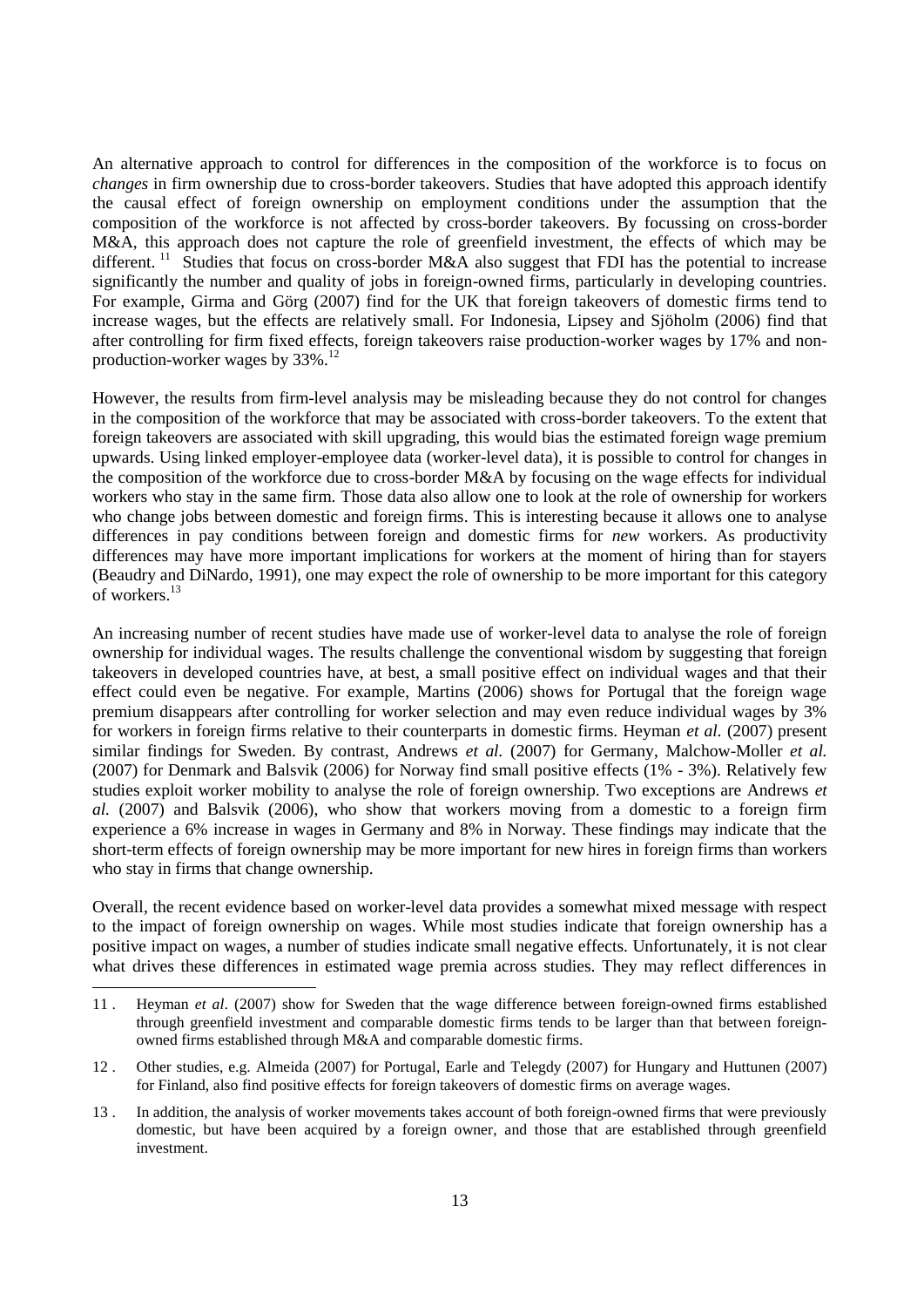An alternative approach to control for differences in the composition of the workforce is to focus on *changes* in firm ownership due to cross-border takeovers. Studies that have adopted this approach identify the causal effect of foreign ownership on employment conditions under the assumption that the composition of the workforce is not affected by cross-border takeovers. By focussing on cross-border M&A, this approach does not capture the role of greenfield investment, the effects of which may be different. [11] Studies that focus on cross-border M&A also suggest that FDI has the potential to increase significantly the number and quality of jobs in foreign-owned firms, particularly in developing countries. For example, Girma and Görg (2007) find for the UK that foreign takeovers of domestic firms tend to increase wages, but the effects are relatively small. For Indonesia, Lipsey and Sjöholm (2006) find that after controlling for firm fixed effects, foreign takeovers raise production-worker wages by 17% and non-production-worker wages by 33%.[12]

However, the results from firm-level analysis may be misleading because they do not control for changes in the composition of the workforce that may be associated with cross-border takeovers. To the extent that foreign takeovers are associated with skill upgrading, this would bias the estimated foreign wage premium upwards. Using linked employer-employee data (worker-level data), it is possible to control for changes in the composition of the workforce due to cross-border M&A by focusing on the wage effects for individual workers who stay in the same firm. Those data also allow one to look at the role of ownership for workers who change jobs between domestic and foreign firms. This is interesting because it allows one to analyse differences in pay conditions between foreign and domestic firms for *new* workers. As productivity differences may have more important implications for workers at the moment of hiring than for stayers (Beaudry and DiNardo, 1991), one may expect the role of ownership to be more important for this category of workers.[13]

An increasing number of recent studies have made use of worker-level data to analyse the role of foreign ownership for individual wages. The results challenge the conventional wisdom by suggesting that foreign takeovers in developed countries have, at best, a small positive effect on individual wages and that their effect could even be negative. For example, Martins (2006) shows for Portugal that the foreign wage premium disappears after controlling for worker selection and may even reduce individual wages by 3% for workers in foreign firms relative to their counterparts in domestic firms. Heyman *et al.* (2007) present similar findings for Sweden. By contrast, Andrews *et al.* (2007) for Germany, Malchow-Moller *et al.* (2007) for Denmark and Balsvik (2006) for Norway find small positive effects (1% - 3%). Relatively few studies exploit worker mobility to analyse the role of foreign ownership. Two exceptions are Andrews *et al.* (2007) and Balsvik (2006), who show that workers moving from a domestic to a foreign firm experience a 6% increase in wages in Germany and 8% in Norway. These findings may indicate that the short-term effects of foreign ownership may be more important for new hires in foreign firms than workers who stay in firms that change ownership.

Overall, the recent evidence based on worker-level data provides a somewhat mixed message with respect to the impact of foreign ownership on wages. While most studies indicate that foreign ownership has a positive impact on wages, a number of studies indicate small negative effects. Unfortunately, it is not clear what drives these differences in estimated wage premia across studies. They may reflect differences in

---

11 . Heyman *et al*. (2007) show for Sweden that the wage difference between foreign-owned firms established through greenfield investment and comparable domestic firms tends to be larger than that between foreign-owned firms established through M&A and comparable domestic firms.

12 . Other studies, e.g. Almeida (2007) for Portugal, Earle and Telegdy (2007) for Hungary and Huttunen (2007) for Finland, also find positive effects for foreign takeovers of domestic firms on average wages.

13 . In addition, the analysis of worker movements takes account of both foreign-owned firms that were previously domestic, but have been acquired by a foreign owner, and those that are established through greenfield investment.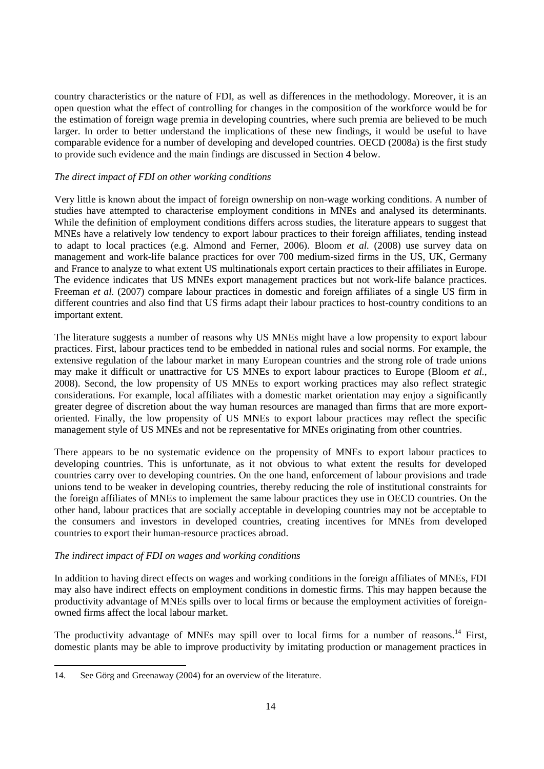country characteristics or the nature of FDI, as well as differences in the methodology. Moreover, it is an open question what the effect of controlling for changes in the composition of the workforce would be for the estimation of foreign wage premia in developing countries, where such premia are believed to be much larger. In order to better understand the implications of these new findings, it would be useful to have comparable evidence for a number of developing and developed countries. OECD (2008a) is the first study to provide such evidence and the main findings are discussed in Section 4 below.

*The direct impact of FDI on other working conditions*

Very little is known about the impact of foreign ownership on non-wage working conditions. A number of studies have attempted to characterise employment conditions in MNEs and analysed its determinants. While the definition of employment conditions differs across studies, the literature appears to suggest that MNEs have a relatively low tendency to export labour practices to their foreign affiliates, tending instead to adapt to local practices (e.g. Almond and Ferner, 2006). Bloom *et al.* (2008) use survey data on management and work-life balance practices for over 700 medium-sized firms in the US, UK, Germany and France to analyze to what extent US multinationals export certain practices to their affiliates in Europe. The evidence indicates that US MNEs export management practices but not work-life balance practices. Freeman *et al.* (2007) compare labour practices in domestic and foreign affiliates of a single US firm in different countries and also find that US firms adapt their labour practices to host-country conditions to an important extent.

The literature suggests a number of reasons why US MNEs might have a low propensity to export labour practices. First, labour practices tend to be embedded in national rules and social norms. For example, the extensive regulation of the labour market in many European countries and the strong role of trade unions may make it difficult or unattractive for US MNEs to export labour practices to Europe (Bloom *et al.*, 2008). Second, the low propensity of US MNEs to export working practices may also reflect strategic considerations. For example, local affiliates with a domestic market orientation may enjoy a significantly greater degree of discretion about the way human resources are managed than firms that are more export-oriented. Finally, the low propensity of US MNEs to export labour practices may reflect the specific management style of US MNEs and not be representative for MNEs originating from other countries.

There appears to be no systematic evidence on the propensity of MNEs to export labour practices to developing countries. This is unfortunate, as it not obvious to what extent the results for developed countries carry over to developing countries. On the one hand, enforcement of labour provisions and trade unions tend to be weaker in developing countries, thereby reducing the role of institutional constraints for the foreign affiliates of MNEs to implement the same labour practices they use in OECD countries. On the other hand, labour practices that are socially acceptable in developing countries may not be acceptable to the consumers and investors in developed countries, creating incentives for MNEs from developed countries to export their human-resource practices abroad.

*The indirect impact of FDI on wages and working conditions*

In addition to having direct effects on wages and working conditions in the foreign affiliates of MNEs, FDI may also have indirect effects on employment conditions in domestic firms. This may happen because the productivity advantage of MNEs spills over to local firms or because the employment activities of foreign-owned firms affect the local labour market.

The productivity advantage of MNEs may spill over to local firms for a number of reasons.[14] First, domestic plants may be able to improve productivity by imitating production or management practices in

14. See Görg and Greenaway (2004) for an overview of the literature.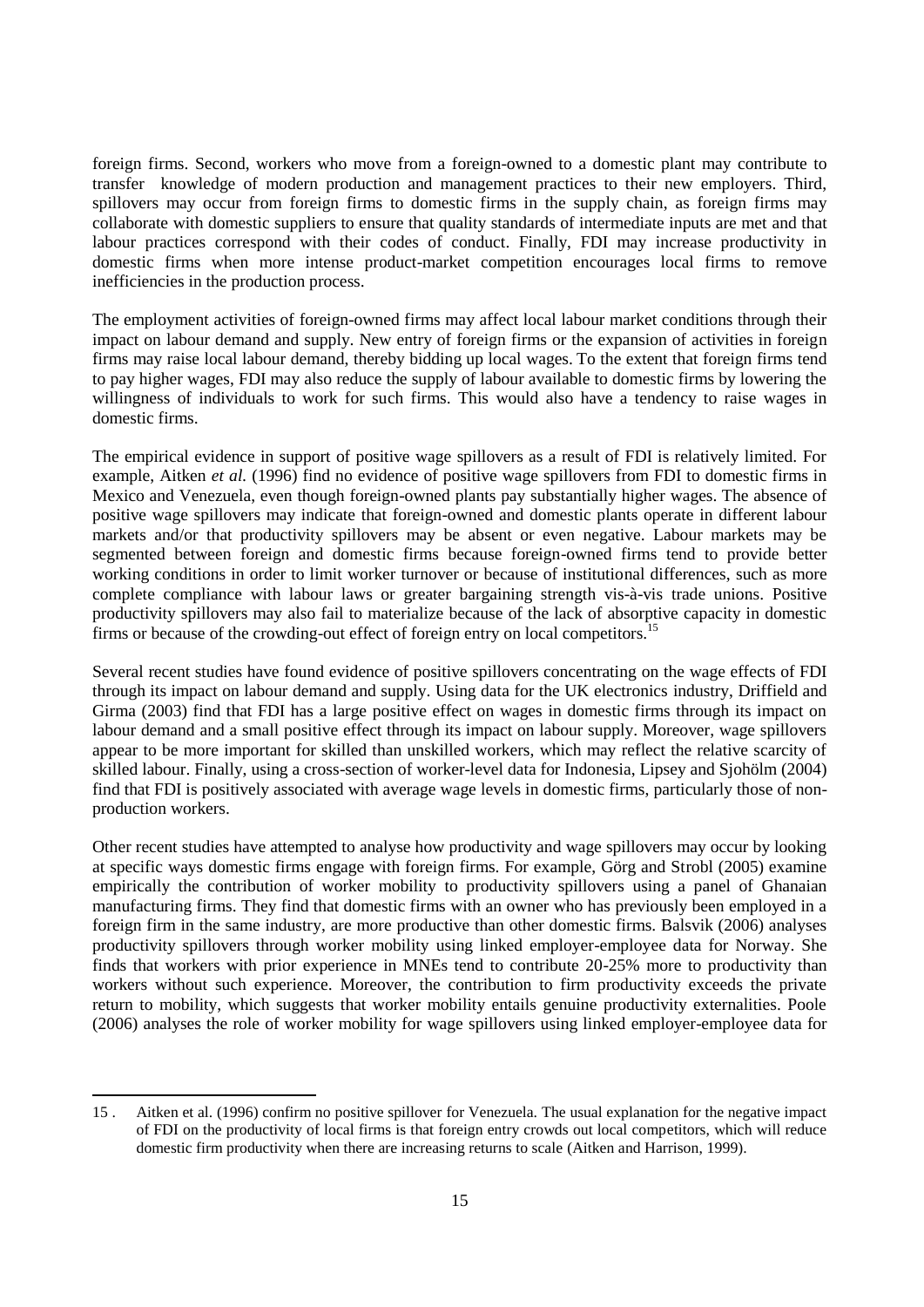foreign firms. Second, workers who move from a foreign-owned to a domestic plant may contribute to transfer knowledge of modern production and management practices to their new employers. Third, spillovers may occur from foreign firms to domestic firms in the supply chain, as foreign firms may collaborate with domestic suppliers to ensure that quality standards of intermediate inputs are met and that labour practices correspond with their codes of conduct. Finally, FDI may increase productivity in domestic firms when more intense product-market competition encourages local firms to remove inefficiencies in the production process.

The employment activities of foreign-owned firms may affect local labour market conditions through their impact on labour demand and supply. New entry of foreign firms or the expansion of activities in foreign firms may raise local labour demand, thereby bidding up local wages. To the extent that foreign firms tend to pay higher wages, FDI may also reduce the supply of labour available to domestic firms by lowering the willingness of individuals to work for such firms. This would also have a tendency to raise wages in domestic firms.

The empirical evidence in support of positive wage spillovers as a result of FDI is relatively limited. For example, Aitken *et al.* (1996) find no evidence of positive wage spillovers from FDI to domestic firms in Mexico and Venezuela, even though foreign-owned plants pay substantially higher wages. The absence of positive wage spillovers may indicate that foreign-owned and domestic plants operate in different labour markets and/or that productivity spillovers may be absent or even negative. Labour markets may be segmented between foreign and domestic firms because foreign-owned firms tend to provide better working conditions in order to limit worker turnover or because of institutional differences, such as more complete compliance with labour laws or greater bargaining strength vis-à-vis trade unions. Positive productivity spillovers may also fail to materialize because of the lack of absorptive capacity in domestic firms or because of the crowding-out effect of foreign entry on local competitors.[15]

Several recent studies have found evidence of positive spillovers concentrating on the wage effects of FDI through its impact on labour demand and supply. Using data for the UK electronics industry, Driffield and Girma (2003) find that FDI has a large positive effect on wages in domestic firms through its impact on labour demand and a small positive effect through its impact on labour supply. Moreover, wage spillovers appear to be more important for skilled than unskilled workers, which may reflect the relative scarcity of skilled labour. Finally, using a cross-section of worker-level data for Indonesia, Lipsey and Sjohölm (2004) find that FDI is positively associated with average wage levels in domestic firms, particularly those of non-production workers.

Other recent studies have attempted to analyse how productivity and wage spillovers may occur by looking at specific ways domestic firms engage with foreign firms. For example, Görg and Strobl (2005) examine empirically the contribution of worker mobility to productivity spillovers using a panel of Ghanaian manufacturing firms. They find that domestic firms with an owner who has previously been employed in a foreign firm in the same industry, are more productive than other domestic firms. Balsvik (2006) analyses productivity spillovers through worker mobility using linked employer-employee data for Norway. She finds that workers with prior experience in MNEs tend to contribute 20-25% more to productivity than workers without such experience. Moreover, the contribution to firm productivity exceeds the private return to mobility, which suggests that worker mobility entails genuine productivity externalities. Poole (2006) analyses the role of worker mobility for wage spillovers using linked employer-employee data for

---

15 . Aitken et al. (1996) confirm no positive spillover for Venezuela. The usual explanation for the negative impact of FDI on the productivity of local firms is that foreign entry crowds out local competitors, which will reduce domestic firm productivity when there are increasing returns to scale (Aitken and Harrison, 1999).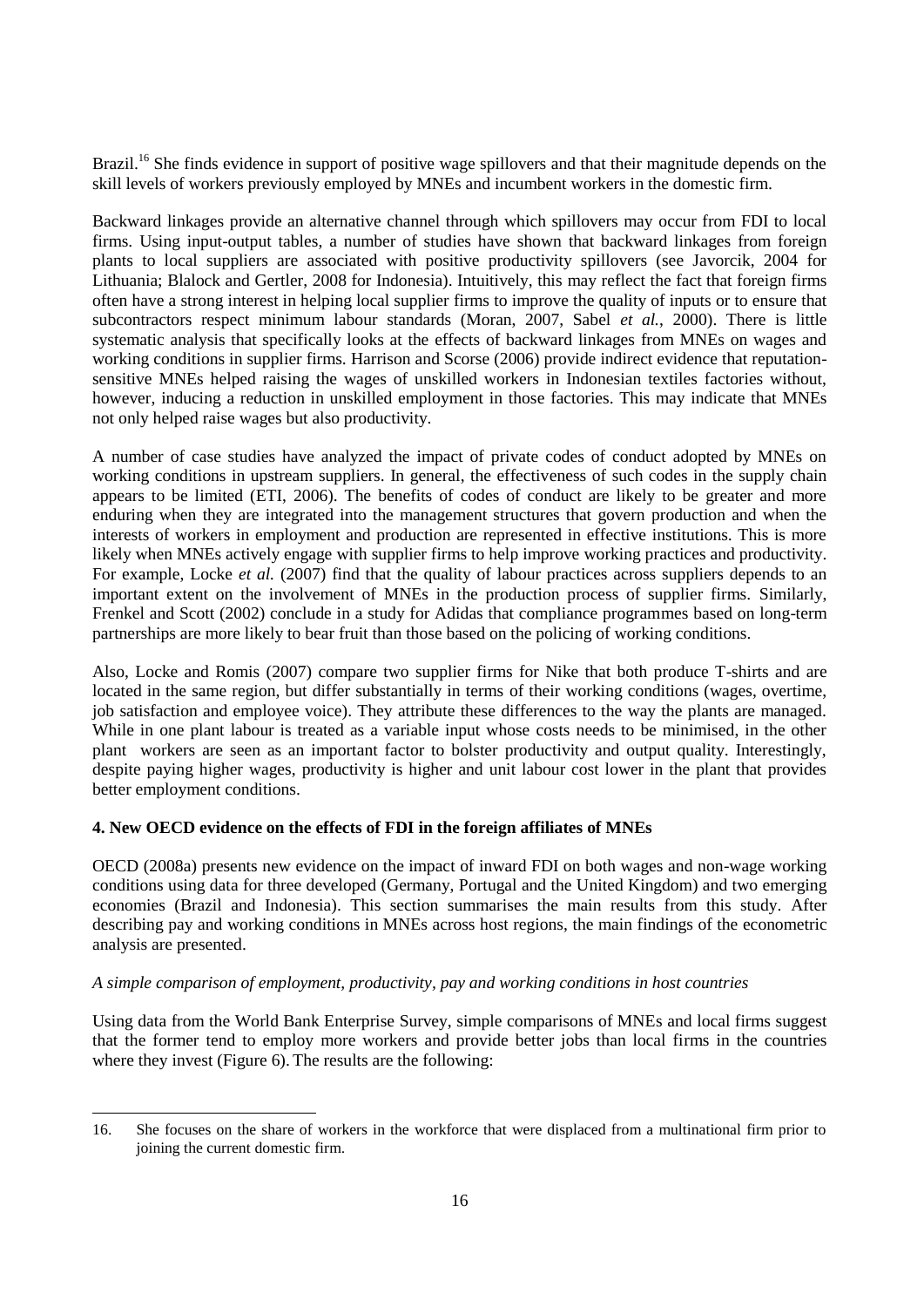Brazil.[16] She finds evidence in support of positive wage spillovers and that their magnitude depends on the skill levels of workers previously employed by MNEs and incumbent workers in the domestic firm.

Backward linkages provide an alternative channel through which spillovers may occur from FDI to local firms. Using input-output tables, a number of studies have shown that backward linkages from foreign plants to local suppliers are associated with positive productivity spillovers (see Javorcik, 2004 for Lithuania; Blalock and Gertler, 2008 for Indonesia). Intuitively, this may reflect the fact that foreign firms often have a strong interest in helping local supplier firms to improve the quality of inputs or to ensure that subcontractors respect minimum labour standards (Moran, 2007, Sabel *et al.*, 2000). There is little systematic analysis that specifically looks at the effects of backward linkages from MNEs on wages and working conditions in supplier firms. Harrison and Scorse (2006) provide indirect evidence that reputation-sensitive MNEs helped raising the wages of unskilled workers in Indonesian textiles factories without, however, inducing a reduction in unskilled employment in those factories. This may indicate that MNEs not only helped raise wages but also productivity.

A number of case studies have analyzed the impact of private codes of conduct adopted by MNEs on working conditions in upstream suppliers. In general, the effectiveness of such codes in the supply chain appears to be limited (ETI, 2006). The benefits of codes of conduct are likely to be greater and more enduring when they are integrated into the management structures that govern production and when the interests of workers in employment and production are represented in effective institutions. This is more likely when MNEs actively engage with supplier firms to help improve working practices and productivity. For example, Locke *et al.* (2007) find that the quality of labour practices across suppliers depends to an important extent on the involvement of MNEs in the production process of supplier firms. Similarly, Frenkel and Scott (2002) conclude in a study for Adidas that compliance programmes based on long-term partnerships are more likely to bear fruit than those based on the policing of working conditions.

Also, Locke and Romis (2007) compare two supplier firms for Nike that both produce T-shirts and are located in the same region, but differ substantially in terms of their working conditions (wages, overtime, job satisfaction and employee voice). They attribute these differences to the way the plants are managed. While in one plant labour is treated as a variable input whose costs needs to be minimised, in the other plant workers are seen as an important factor to bolster productivity and output quality. Interestingly, despite paying higher wages, productivity is higher and unit labour cost lower in the plant that provides better employment conditions.

## 4. New OECD evidence on the effects of FDI in the foreign affiliates of MNEs

OECD (2008a) presents new evidence on the impact of inward FDI on both wages and non-wage working conditions using data for three developed (Germany, Portugal and the United Kingdom) and two emerging economies (Brazil and Indonesia). This section summarises the main results from this study. After describing pay and working conditions in MNEs across host regions, the main findings of the econometric analysis are presented.

*A simple comparison of employment, productivity, pay and working conditions in host countries*

Using data from the World Bank Enterprise Survey, simple comparisons of MNEs and local firms suggest that the former tend to employ more workers and provide better jobs than local firms in the countries where they invest (Figure 6). The results are the following:

---

16. She focuses on the share of workers in the workforce that were displaced from a multinational firm prior to joining the current domestic firm.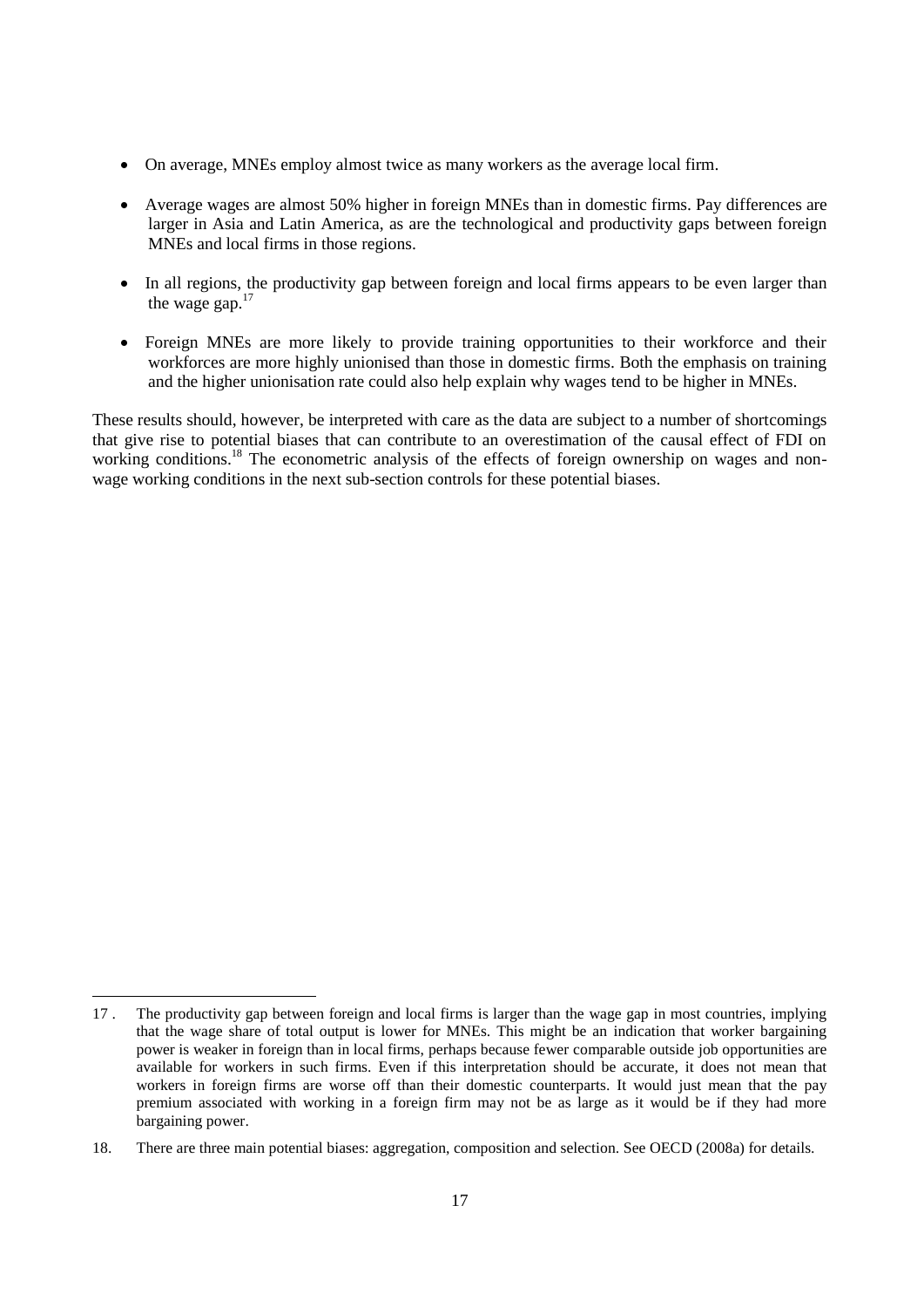- On average, MNEs employ almost twice as many workers as the average local firm.
- Average wages are almost 50% higher in foreign MNEs than in domestic firms. Pay differences are larger in Asia and Latin America, as are the technological and productivity gaps between foreign MNEs and local firms in those regions.
- In all regions, the productivity gap between foreign and local firms appears to be even larger than the wage gap.[17]
- Foreign MNEs are more likely to provide training opportunities to their workforce and their workforces are more highly unionised than those in domestic firms. Both the emphasis on training and the higher unionisation rate could also help explain why wages tend to be higher in MNEs.

These results should, however, be interpreted with care as the data are subject to a number of shortcomings that give rise to potential biases that can contribute to an overestimation of the causal effect of FDI on working conditions.[18] The econometric analysis of the effects of foreign ownership on wages and non-wage working conditions in the next sub-section controls for these potential biases.

---

17 . The productivity gap between foreign and local firms is larger than the wage gap in most countries, implying that the wage share of total output is lower for MNEs. This might be an indication that worker bargaining power is weaker in foreign than in local firms, perhaps because fewer comparable outside job opportunities are available for workers in such firms. Even if this interpretation should be accurate, it does not mean that workers in foreign firms are worse off than their domestic counterparts. It would just mean that the pay premium associated with working in a foreign firm may not be as large as it would be if they had more bargaining power.

18. There are three main potential biases: aggregation, composition and selection. See OECD (2008a) for details.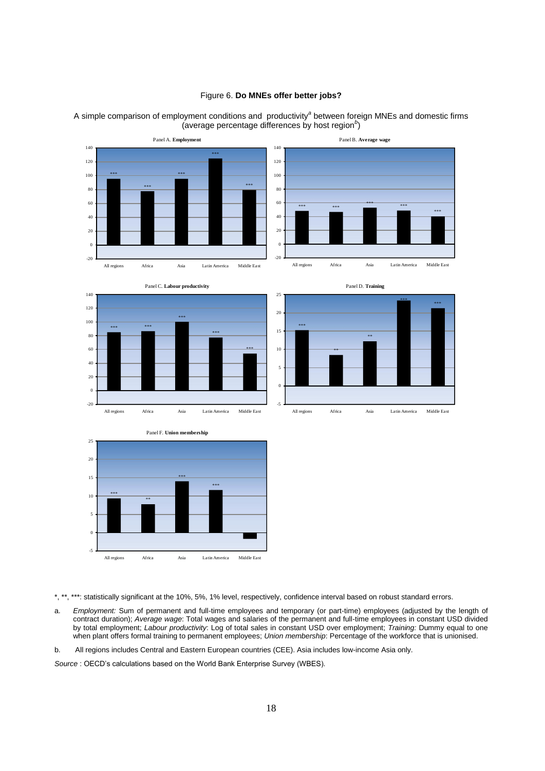Figure 6. **Do MNEs offer better jobs?**

A simple comparison of employment conditions and productivity[a] between foreign MNEs and domestic firms (average percentage differences by host region[b])

Panel A. **Employment**

Panel B. **Average wage**

Panel C. **Labour productivity**

Panel D. **Training**

Panel F. **Union membership**

*, **, ***: statistically significant at the 10%, 5%, 1% level, respectively, confidence interval based on robust standard errors.

a. *Employment:* Sum of permanent and full-time employees and temporary (or part-time) employees (adjusted by the length of contract duration); *Average wage*: Total wages and salaries of the permanent and full-time employees in constant USD divided by total employment; *Labour productivity*: Log of total sales in constant USD over employment; *Training:* Dummy equal to one when plant offers formal training to permanent employees; *Union membership*: Percentage of the workforce that is unionised.

b. All regions includes Central and Eastern European countries (CEE). Asia includes low-income Asia only.

*Source* : OECD's calculations based on the World Bank Enterprise Survey (WBES).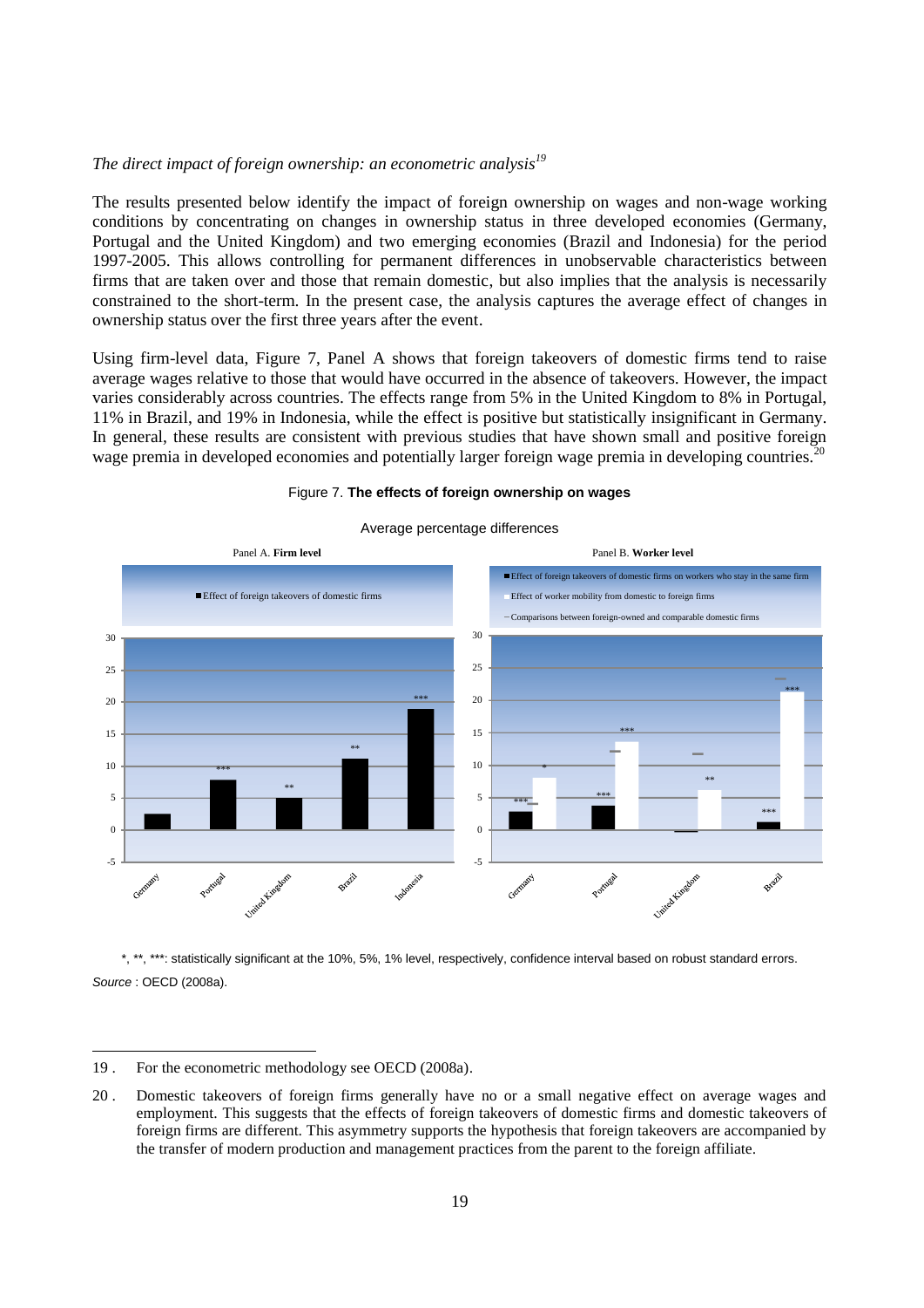*The direct impact of foreign ownership: an econometric analysis*[19]

The results presented below identify the impact of foreign ownership on wages and non-wage working conditions by concentrating on changes in ownership status in three developed economies (Germany, Portugal and the United Kingdom) and two emerging economies (Brazil and Indonesia) for the period 1997-2005. This allows controlling for permanent differences in unobservable characteristics between firms that are taken over and those that remain domestic, but also implies that the analysis is necessarily constrained to the short-term. In the present case, the analysis captures the average effect of changes in ownership status over the first three years after the event.

Using firm-level data, Figure 7, Panel A shows that foreign takeovers of domestic firms tend to raise average wages relative to those that would have occurred in the absence of takeovers. However, the impact varies considerably across countries. The effects range from 5% in the United Kingdom to 8% in Portugal, 11% in Brazil, and 19% in Indonesia, while the effect is positive but statistically insignificant in Germany. In general, these results are consistent with previous studies that have shown small and positive foreign wage premia in developed economies and potentially larger foreign wage premia in developing countries.[20]

Figure 7. **The effects of foreign ownership on wages**

Average percentage differences

Panel A. **Firm level**

Panel B. **Worker level**

*, **, ***: statistically significant at the 10%, 5%, 1% level, respectively, confidence interval based on robust standard errors.

*Source* : OECD (2008a).

---

19 . For the econometric methodology see OECD (2008a).

20 . Domestic takeovers of foreign firms generally have no or a small negative effect on average wages and employment. This suggests that the effects of foreign takeovers of domestic firms and domestic takeovers of foreign firms are different. This asymmetry supports the hypothesis that foreign takeovers are accompanied by the transfer of modern production and management practices from the parent to the foreign affiliate.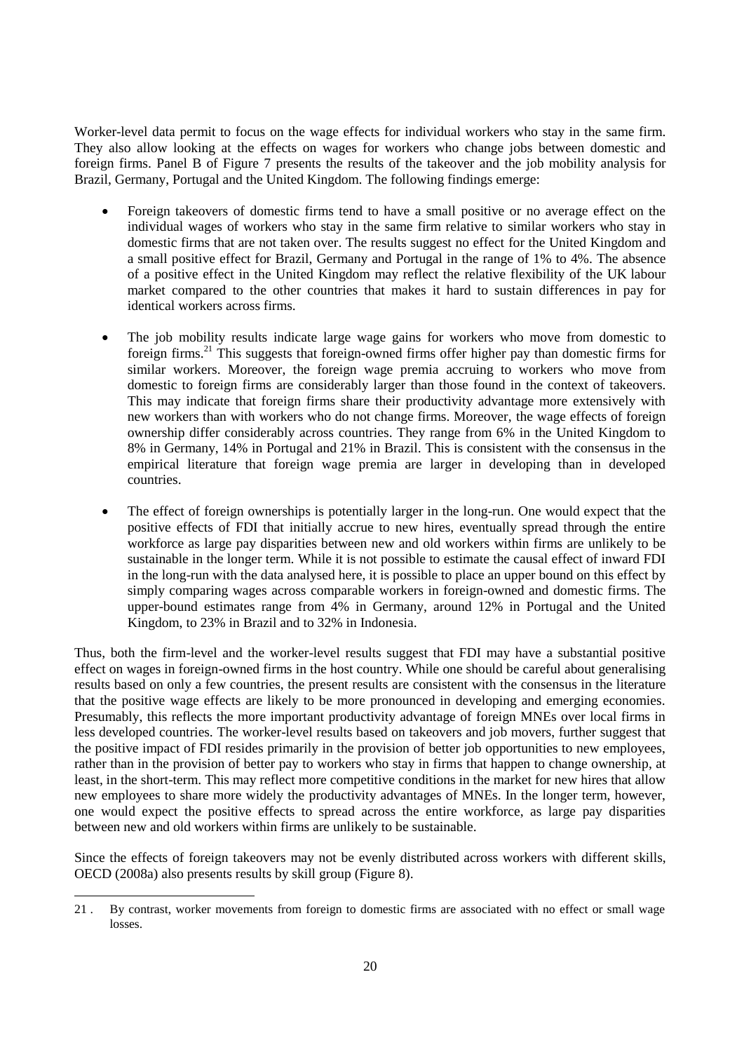Worker-level data permit to focus on the wage effects for individual workers who stay in the same firm. They also allow looking at the effects on wages for workers who change jobs between domestic and foreign firms. Panel B of Figure 7 presents the results of the takeover and the job mobility analysis for Brazil, Germany, Portugal and the United Kingdom. The following findings emerge:

- Foreign takeovers of domestic firms tend to have a small positive or no average effect on the individual wages of workers who stay in the same firm relative to similar workers who stay in domestic firms that are not taken over. The results suggest no effect for the United Kingdom and a small positive effect for Brazil, Germany and Portugal in the range of 1% to 4%. The absence of a positive effect in the United Kingdom may reflect the relative flexibility of the UK labour market compared to the other countries that makes it hard to sustain differences in pay for identical workers across firms.

- The job mobility results indicate large wage gains for workers who move from domestic to foreign firms.[21] This suggests that foreign-owned firms offer higher pay than domestic firms for similar workers. Moreover, the foreign wage premia accruing to workers who move from domestic to foreign firms are considerably larger than those found in the context of takeovers. This may indicate that foreign firms share their productivity advantage more extensively with new workers than with workers who do not change firms. Moreover, the wage effects of foreign ownership differ considerably across countries. They range from 6% in the United Kingdom to 8% in Germany, 14% in Portugal and 21% in Brazil. This is consistent with the consensus in the empirical literature that foreign wage premia are larger in developing than in developed countries.

- The effect of foreign ownerships is potentially larger in the long-run. One would expect that the positive effects of FDI that initially accrue to new hires, eventually spread through the entire workforce as large pay disparities between new and old workers within firms are unlikely to be sustainable in the longer term. While it is not possible to estimate the causal effect of inward FDI in the long-run with the data analysed here, it is possible to place an upper bound on this effect by simply comparing wages across comparable workers in foreign-owned and domestic firms. The upper-bound estimates range from 4% in Germany, around 12% in Portugal and the United Kingdom, to 23% in Brazil and to 32% in Indonesia.

Thus, both the firm-level and the worker-level results suggest that FDI may have a substantial positive effect on wages in foreign-owned firms in the host country. While one should be careful about generalising results based on only a few countries, the present results are consistent with the consensus in the literature that the positive wage effects are likely to be more pronounced in developing and emerging economies. Presumably, this reflects the more important productivity advantage of foreign MNEs over local firms in less developed countries. The worker-level results based on takeovers and job movers, further suggest that the positive impact of FDI resides primarily in the provision of better job opportunities to new employees, rather than in the provision of better pay to workers who stay in firms that happen to change ownership, at least, in the short-term. This may reflect more competitive conditions in the market for new hires that allow new employees to share more widely the productivity advantages of MNEs. In the longer term, however, one would expect the positive effects to spread across the entire workforce, as large pay disparities between new and old workers within firms are unlikely to be sustainable.

Since the effects of foreign takeovers may not be evenly distributed across workers with different skills, OECD (2008a) also presents results by skill group (Figure 8).

21 . By contrast, worker movements from foreign to domestic firms are associated with no effect or small wage losses.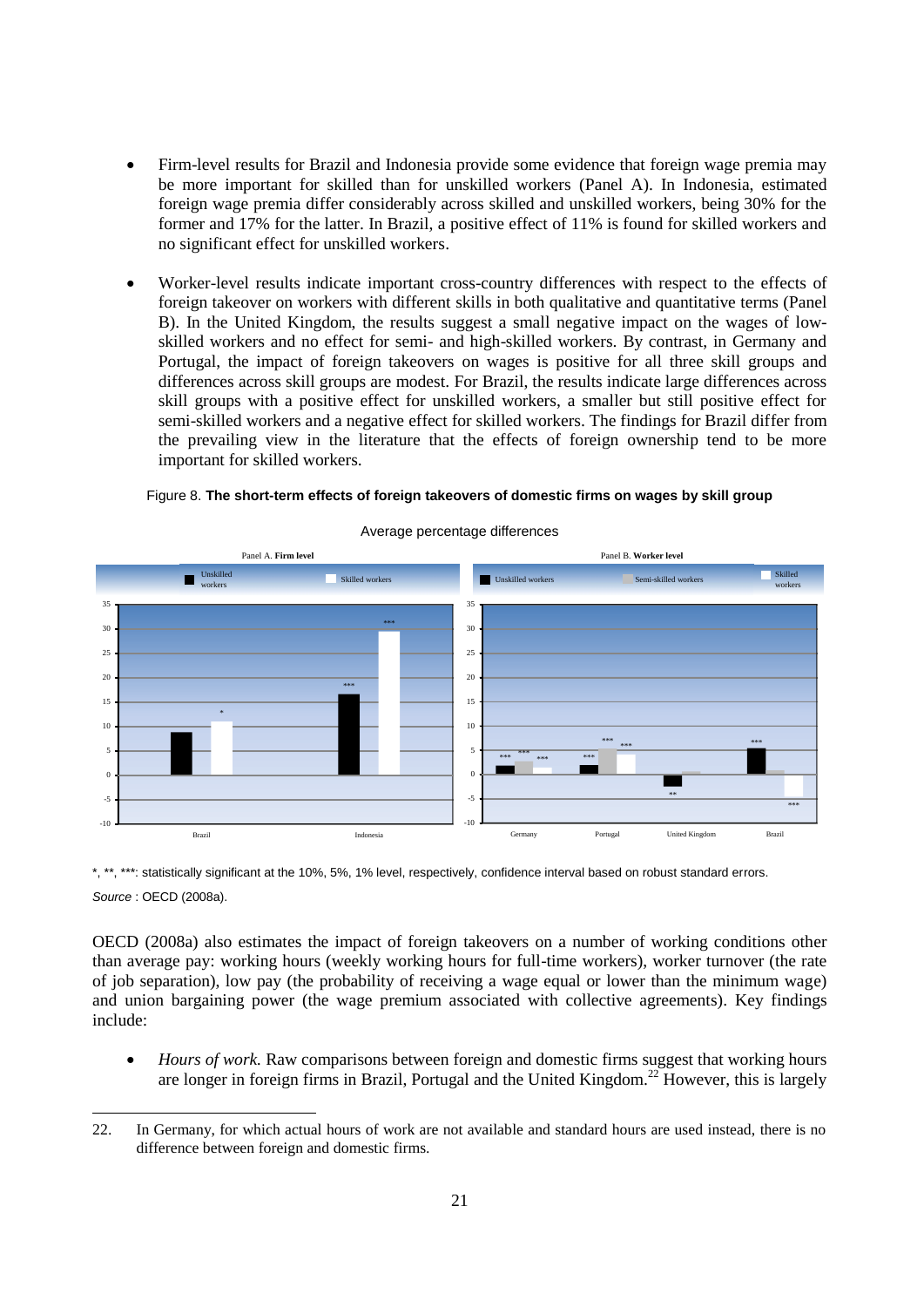- Firm-level results for Brazil and Indonesia provide some evidence that foreign wage premia may be more important for skilled than for unskilled workers (Panel A). In Indonesia, estimated foreign wage premia differ considerably across skilled and unskilled workers, being 30% for the former and 17% for the latter. In Brazil, a positive effect of 11% is found for skilled workers and no significant effect for unskilled workers.

- Worker-level results indicate important cross-country differences with respect to the effects of foreign takeover on workers with different skills in both qualitative and quantitative terms (Panel B). In the United Kingdom, the results suggest a small negative impact on the wages of low-skilled workers and no effect for semi- and high-skilled workers. By contrast, in Germany and Portugal, the impact of foreign takeovers on wages is positive for all three skill groups and differences across skill groups are modest. For Brazil, the results indicate large differences across skill groups with a positive effect for unskilled workers, a smaller but still positive effect for semi-skilled workers and a negative effect for skilled workers. The findings for Brazil differ from the prevailing view in the literature that the effects of foreign ownership tend to be more important for skilled workers.

Figure 8. **The short-term effects of foreign takeovers of domestic firms on wages by skill group**

Average percentage differences

Panel A. **Firm level**

Unskilled workers
Skilled workers

35
30
25
20
15
10
5
0
-5
-10

*
***
***

Brazil
Indonesia

Panel B. **Worker level**

Unskilled workers
Semi-skilled workers
Skilled workers

35
30
25
20
15
10
5
0
-5
-10

*** *** ***
*** *** ***
**
*** ***

Germany
Portugal
United Kingdom
Brazil

*, **, ***: statistically significant at the 10%, 5%, 1% level, respectively, confidence interval based on robust standard errors.

*Source* : OECD (2008a).

OECD (2008a) also estimates the impact of foreign takeovers on a number of working conditions other than average pay: working hours (weekly working hours for full-time workers), worker turnover (the rate of job separation), low pay (the probability of receiving a wage equal or lower than the minimum wage) and union bargaining power (the wage premium associated with collective agreements). Key findings include:

- *Hours of work.* Raw comparisons between foreign and domestic firms suggest that working hours are longer in foreign firms in Brazil, Portugal and the United Kingdom.[22] However, this is largely

22. In Germany, for which actual hours of work are not available and standard hours are used instead, there is no difference between foreign and domestic firms.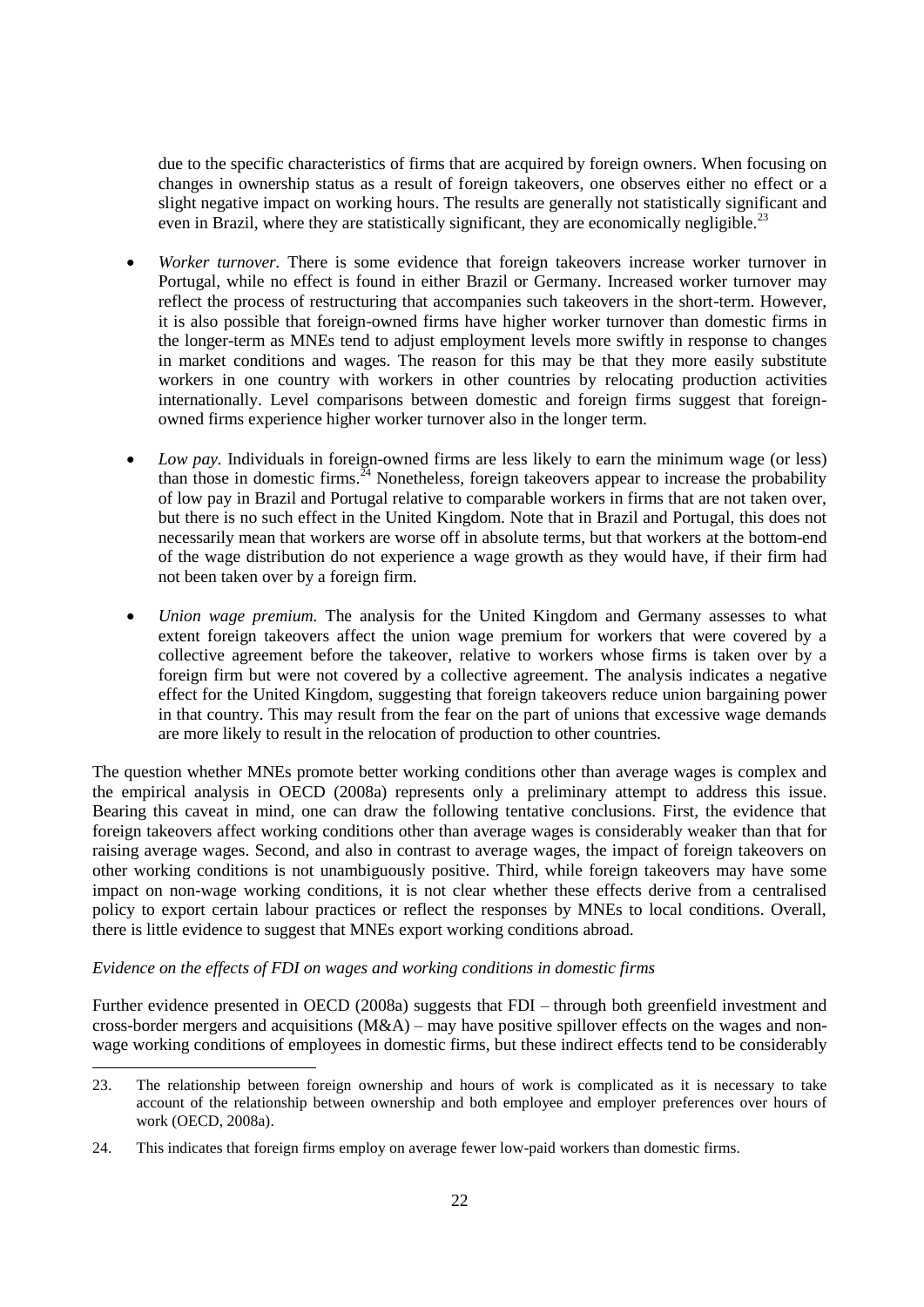due to the specific characteristics of firms that are acquired by foreign owners. When focusing on changes in ownership status as a result of foreign takeovers, one observes either no effect or a slight negative impact on working hours. The results are generally not statistically significant and even in Brazil, where they are statistically significant, they are economically negligible.[23]

- *Worker turnover.* There is some evidence that foreign takeovers increase worker turnover in Portugal, while no effect is found in either Brazil or Germany. Increased worker turnover may reflect the process of restructuring that accompanies such takeovers in the short-term. However, it is also possible that foreign-owned firms have higher worker turnover than domestic firms in the longer-term as MNEs tend to adjust employment levels more swiftly in response to changes in market conditions and wages. The reason for this may be that they more easily substitute workers in one country with workers in other countries by relocating production activities internationally. Level comparisons between domestic and foreign firms suggest that foreign-owned firms experience higher worker turnover also in the longer term.

- *Low pay.* Individuals in foreign-owned firms are less likely to earn the minimum wage (or less) than those in domestic firms.[24] Nonetheless, foreign takeovers appear to increase the probability of low pay in Brazil and Portugal relative to comparable workers in firms that are not taken over, but there is no such effect in the United Kingdom. Note that in Brazil and Portugal, this does not necessarily mean that workers are worse off in absolute terms, but that workers at the bottom-end of the wage distribution do not experience a wage growth as they would have, if their firm had not been taken over by a foreign firm.

- *Union wage premium.* The analysis for the United Kingdom and Germany assesses to what extent foreign takeovers affect the union wage premium for workers that were covered by a collective agreement before the takeover, relative to workers whose firms is taken over by a foreign firm but were not covered by a collective agreement. The analysis indicates a negative effect for the United Kingdom, suggesting that foreign takeovers reduce union bargaining power in that country. This may result from the fear on the part of unions that excessive wage demands are more likely to result in the relocation of production to other countries.

The question whether MNEs promote better working conditions other than average wages is complex and the empirical analysis in OECD (2008a) represents only a preliminary attempt to address this issue. Bearing this caveat in mind, one can draw the following tentative conclusions. First, the evidence that foreign takeovers affect working conditions other than average wages is considerably weaker than that for raising average wages. Second, and also in contrast to average wages, the impact of foreign takeovers on other working conditions is not unambiguously positive. Third, while foreign takeovers may have some impact on non-wage working conditions, it is not clear whether these effects derive from a centralised policy to export certain labour practices or reflect the responses by MNEs to local conditions. Overall, there is little evidence to suggest that MNEs export working conditions abroad.

*Evidence on the effects of FDI on wages and working conditions in domestic firms*

Further evidence presented in OECD (2008a) suggests that FDI – through both greenfield investment and cross-border mergers and acquisitions (M&A) – may have positive spillover effects on the wages and non-wage working conditions of employees in domestic firms, but these indirect effects tend to be considerably

---

23. The relationship between foreign ownership and hours of work is complicated as it is necessary to take account of the relationship between ownership and both employee and employer preferences over hours of work (OECD, 2008a).

24. This indicates that foreign firms employ on average fewer low-paid workers than domestic firms.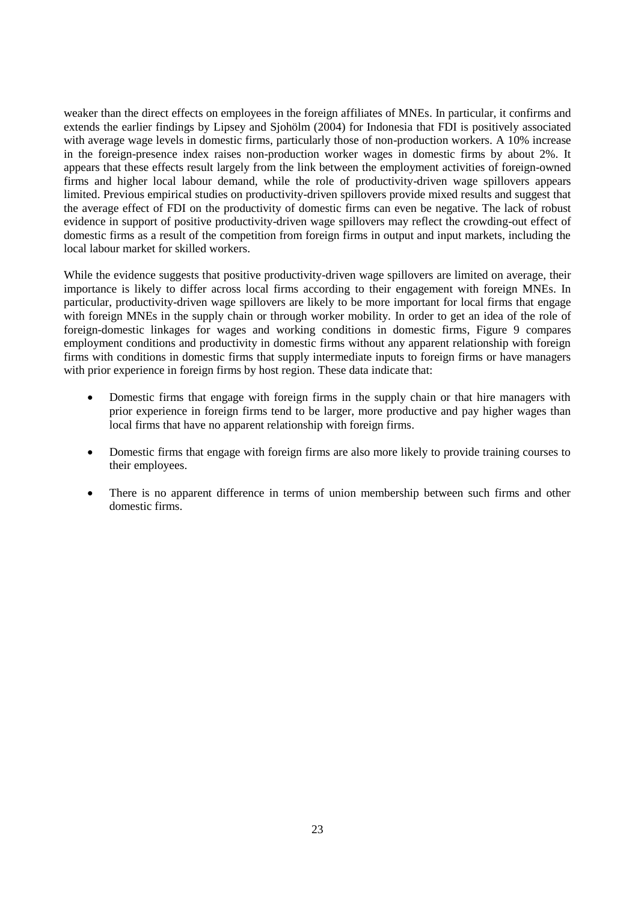weaker than the direct effects on employees in the foreign affiliates of MNEs. In particular, it confirms and extends the earlier findings by Lipsey and Sjohölm (2004) for Indonesia that FDI is positively associated with average wage levels in domestic firms, particularly those of non-production workers. A 10% increase in the foreign-presence index raises non-production worker wages in domestic firms by about 2%. It appears that these effects result largely from the link between the employment activities of foreign-owned firms and higher local labour demand, while the role of productivity-driven wage spillovers appears limited. Previous empirical studies on productivity-driven spillovers provide mixed results and suggest that the average effect of FDI on the productivity of domestic firms can even be negative. The lack of robust evidence in support of positive productivity-driven wage spillovers may reflect the crowding-out effect of domestic firms as a result of the competition from foreign firms in output and input markets, including the local labour market for skilled workers.

While the evidence suggests that positive productivity-driven wage spillovers are limited on average, their importance is likely to differ across local firms according to their engagement with foreign MNEs. In particular, productivity-driven wage spillovers are likely to be more important for local firms that engage with foreign MNEs in the supply chain or through worker mobility. In order to get an idea of the role of foreign-domestic linkages for wages and working conditions in domestic firms, Figure 9 compares employment conditions and productivity in domestic firms without any apparent relationship with foreign firms with conditions in domestic firms that supply intermediate inputs to foreign firms or have managers with prior experience in foreign firms by host region. These data indicate that:

- Domestic firms that engage with foreign firms in the supply chain or that hire managers with prior experience in foreign firms tend to be larger, more productive and pay higher wages than local firms that have no apparent relationship with foreign firms.

- Domestic firms that engage with foreign firms are also more likely to provide training courses to their employees.

- There is no apparent difference in terms of union membership between such firms and other domestic firms.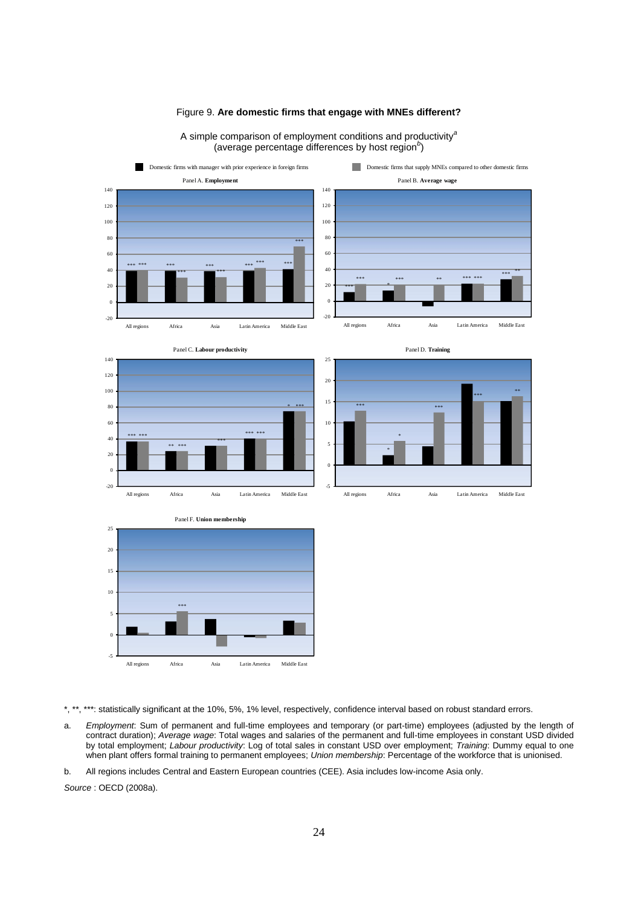Figure 9. **Are domestic firms that engage with MNEs different?**

A simple comparison of employment conditions and productivity[a] (average percentage differences by host region[b])

*, **, ***: statistically significant at the 10%, 5%, 1% level, respectively, confidence interval based on robust standard errors.

a. *Employment*: Sum of permanent and full-time employees and temporary (or part-time) employees (adjusted by the length of contract duration); *Average wage*: Total wages and salaries of the permanent and full-time employees in constant USD divided by total employment; *Labour productivity*: Log of total sales in constant USD over employment; *Training*: Dummy equal to one when plant offers formal training to permanent employees; *Union membership*: Percentage of the workforce that is unionised.

b. All regions includes Central and Eastern European countries (CEE). Asia includes low-income Asia only.

*Source* : OECD (2008a).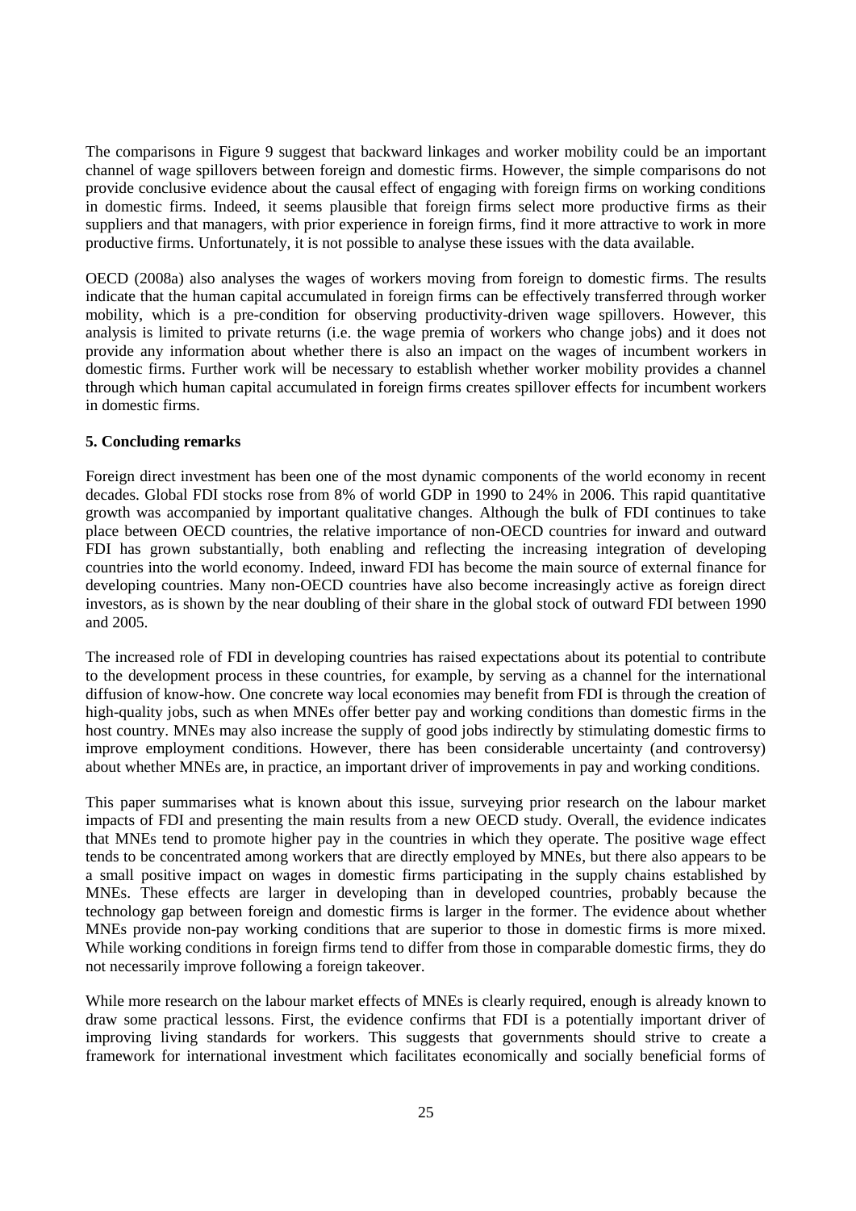The comparisons in Figure 9 suggest that backward linkages and worker mobility could be an important channel of wage spillovers between foreign and domestic firms. However, the simple comparisons do not provide conclusive evidence about the causal effect of engaging with foreign firms on working conditions in domestic firms. Indeed, it seems plausible that foreign firms select more productive firms as their suppliers and that managers, with prior experience in foreign firms, find it more attractive to work in more productive firms. Unfortunately, it is not possible to analyse these issues with the data available.

OECD (2008a) also analyses the wages of workers moving from foreign to domestic firms. The results indicate that the human capital accumulated in foreign firms can be effectively transferred through worker mobility, which is a pre-condition for observing productivity-driven wage spillovers. However, this analysis is limited to private returns (i.e. the wage premia of workers who change jobs) and it does not provide any information about whether there is also an impact on the wages of incumbent workers in domestic firms. Further work will be necessary to establish whether worker mobility provides a channel through which human capital accumulated in foreign firms creates spillover effects for incumbent workers in domestic firms.

## 5. Concluding remarks

Foreign direct investment has been one of the most dynamic components of the world economy in recent decades. Global FDI stocks rose from 8% of world GDP in 1990 to 24% in 2006. This rapid quantitative growth was accompanied by important qualitative changes. Although the bulk of FDI continues to take place between OECD countries, the relative importance of non-OECD countries for inward and outward FDI has grown substantially, both enabling and reflecting the increasing integration of developing countries into the world economy. Indeed, inward FDI has become the main source of external finance for developing countries. Many non-OECD countries have also become increasingly active as foreign direct investors, as is shown by the near doubling of their share in the global stock of outward FDI between 1990 and 2005.

The increased role of FDI in developing countries has raised expectations about its potential to contribute to the development process in these countries, for example, by serving as a channel for the international diffusion of know-how. One concrete way local economies may benefit from FDI is through the creation of high-quality jobs, such as when MNEs offer better pay and working conditions than domestic firms in the host country. MNEs may also increase the supply of good jobs indirectly by stimulating domestic firms to improve employment conditions. However, there has been considerable uncertainty (and controversy) about whether MNEs are, in practice, an important driver of improvements in pay and working conditions.

This paper summarises what is known about this issue, surveying prior research on the labour market impacts of FDI and presenting the main results from a new OECD study. Overall, the evidence indicates that MNEs tend to promote higher pay in the countries in which they operate. The positive wage effect tends to be concentrated among workers that are directly employed by MNEs, but there also appears to be a small positive impact on wages in domestic firms participating in the supply chains established by MNEs. These effects are larger in developing than in developed countries, probably because the technology gap between foreign and domestic firms is larger in the former. The evidence about whether MNEs provide non-pay working conditions that are superior to those in domestic firms is more mixed. While working conditions in foreign firms tend to differ from those in comparable domestic firms, they do not necessarily improve following a foreign takeover.

While more research on the labour market effects of MNEs is clearly required, enough is already known to draw some practical lessons. First, the evidence confirms that FDI is a potentially important driver of improving living standards for workers. This suggests that governments should strive to create a framework for international investment which facilitates economically and socially beneficial forms of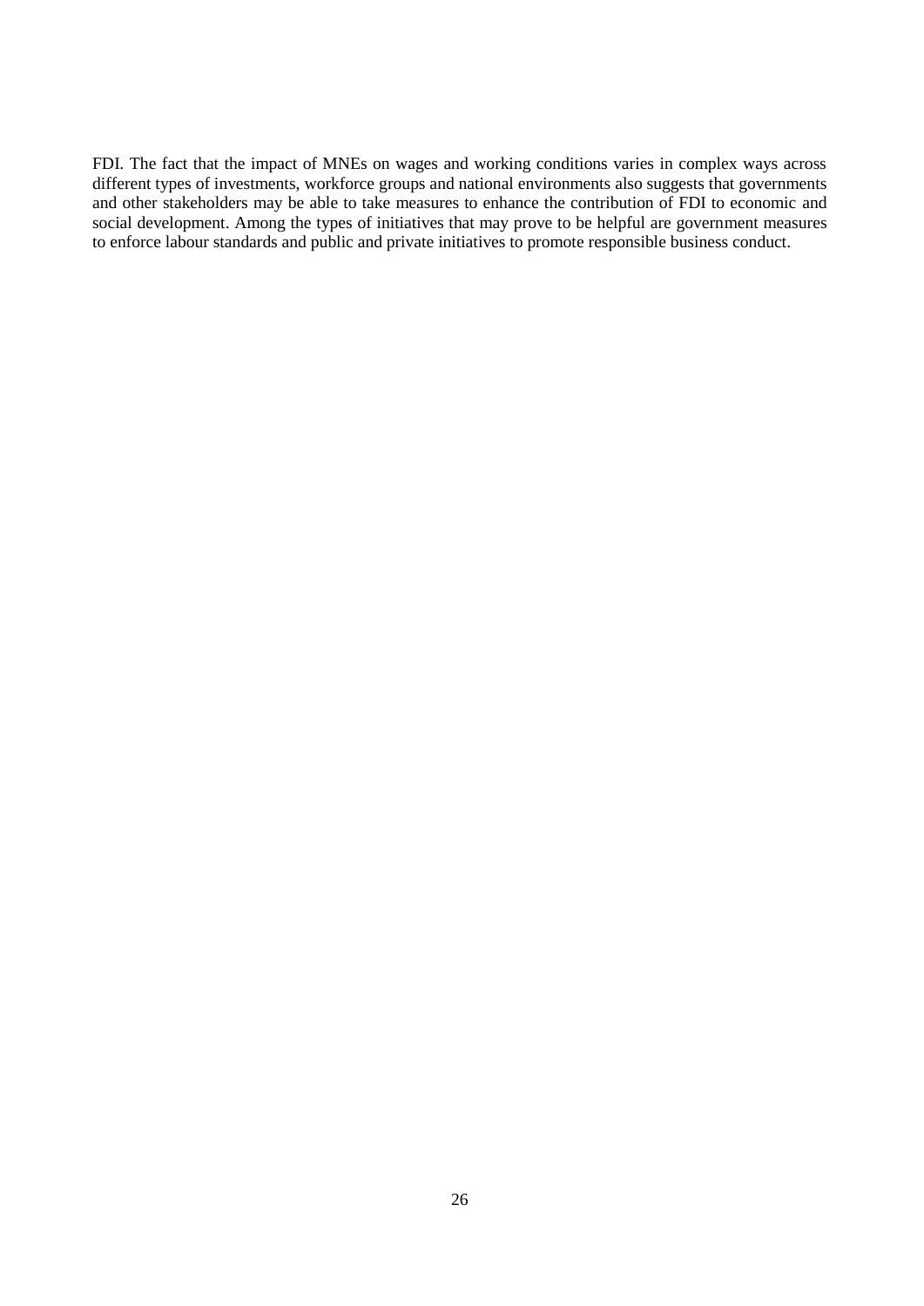FDI. The fact that the impact of MNEs on wages and working conditions varies in complex ways across different types of investments, workforce groups and national environments also suggests that governments and other stakeholders may be able to take measures to enhance the contribution of FDI to economic and social development. Among the types of initiatives that may prove to be helpful are government measures to enforce labour standards and public and private initiatives to promote responsible business conduct.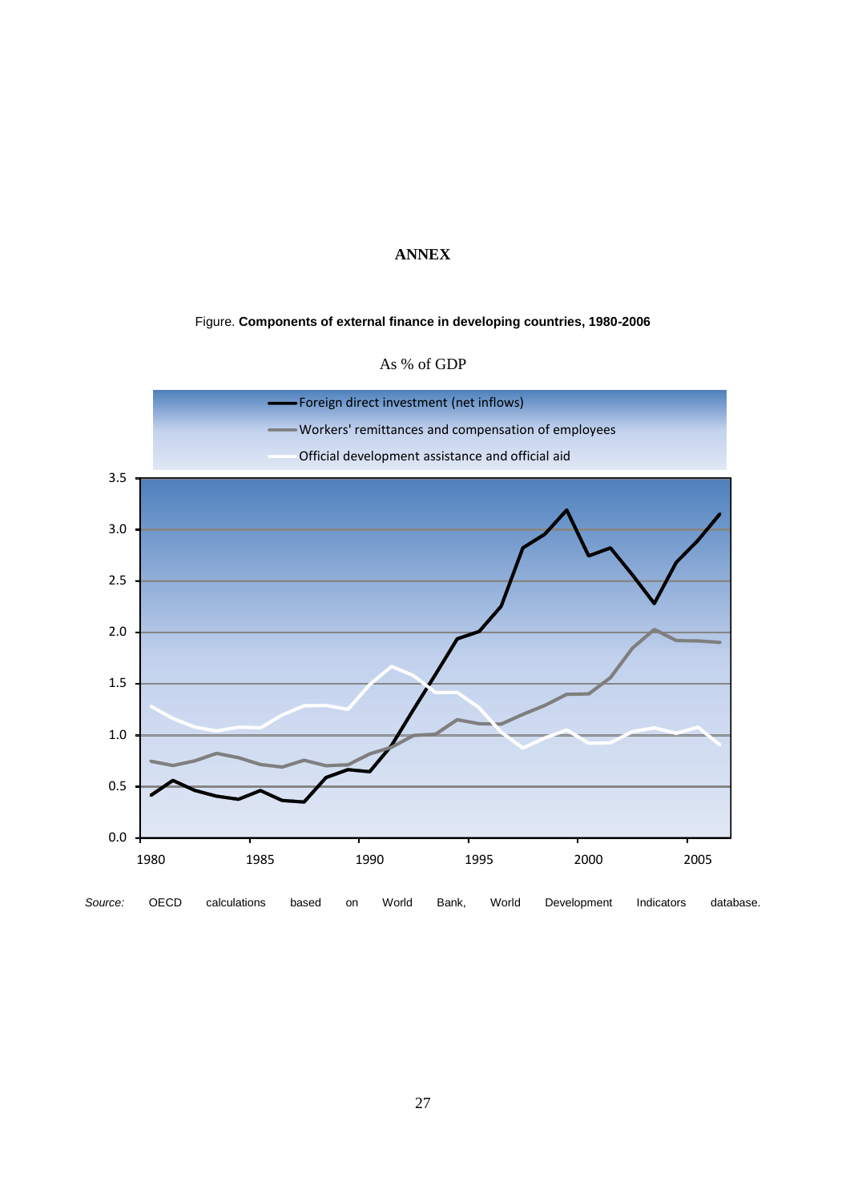# ANNEX

Figure. **Components of external finance in developing countries, 1980-2006**

As % of GDP

*Source:* OECD calculations based on World Bank, World Development Indicators database.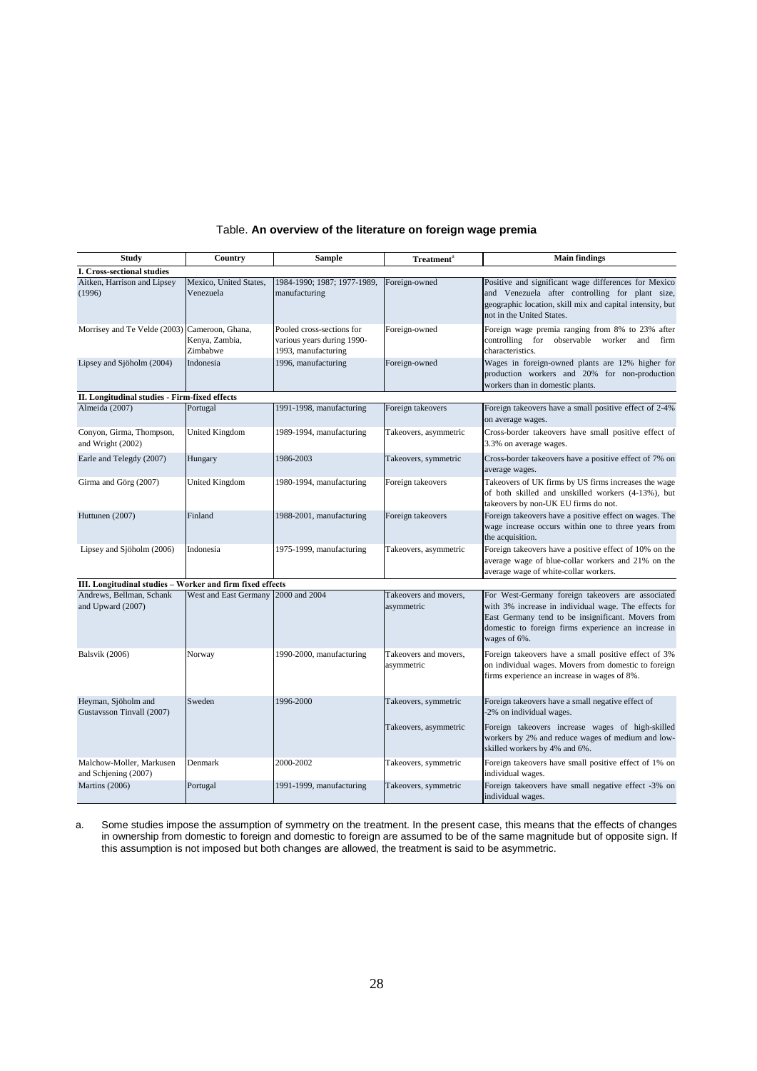Table. **An overview of the literature on foreign wage premia**

| Study | Country | Sample | Treatment[a] | Main findings |
|---|---|---|---|---|
| **I. Cross-sectional studies** | | | | |
| Aitken, Harrison and Lipsey (1996) | Mexico, United States, Venezuela | 1984-1990; 1987; 1977-1989, manufacturing | Foreign-owned | Positive and significant wage differences for Mexico and Venezuela after controlling for plant size, geographic location, skill mix and capital intensity, but not in the United States. |
| Morrisey and Te Velde (2003) | Cameroon, Ghana, Kenya, Zambia, Zimbabwe | Pooled cross-sections for various years during 1990-1993, manufacturing | Foreign-owned | Foreign wage premia ranging from 8% to 23% after controlling for observable worker and firm characteristics. |
| Lipsey and Sjöholm (2004) | Indonesia | 1996, manufacturing | Foreign-owned | Wages in foreign-owned plants are 12% higher for production workers and 20% for non-production workers than in domestic plants. |
| **II. Longitudinal studies - Firm-fixed effects** | | | | |
| Almeida (2007) | Portugal | 1991-1998, manufacturing | Foreign takeovers | Foreign takeovers have a small positive effect of 2-4% on average wages. |
| Conyon, Girma, Thompson, and Wright (2002) | United Kingdom | 1989-1994, manufacturing | Takeovers, asymmetric | Cross-border takeovers have small positive effect of 3.3% on average wages. |
| Earle and Telegdy (2007) | Hungary | 1986-2003 | Takeovers, symmetric | Cross-border takeovers have a positive effect of 7% on average wages. |
| Girma and Görg (2007) | United Kingdom | 1980-1994, manufacturing | Foreign takeovers | Takeovers of UK firms by US firms increases the wage of both skilled and unskilled workers (4-13%), but takeovers by non-UK EU firms do not. |
| Huttunen (2007) | Finland | 1988-2001, manufacturing | Foreign takeovers | Foreign takeovers have a positive effect on wages. The wage increase occurs within one to three years from the acquisition. |
| Lipsey and Sjöholm (2006) | Indonesia | 1975-1999, manufacturing | Takeovers, asymmetric | Foreign takeovers have a positive effect of 10% on the average wage of blue-collar workers and 21% on the average wage of white-collar workers. |
| **III. Longitudinal studies – Worker and firm fixed effects** | | | | |
| Andrews, Bellman, Schank and Upward (2007) | West and East Germany | 2000 and 2004 | Takeovers and movers, asymmetric | For West-Germany foreign takeovers are associated with 3% increase in individual wage. The effects for East Germany tend to be insignificant. Movers from domestic to foreign firms experience an increase in wages of 6%. |
| Balsvik (2006) | Norway | 1990-2000, manufacturing | Takeovers and movers, asymmetric | Foreign takeovers have a small positive effect of 3% on individual wages. Movers from domestic to foreign firms experience an increase in wages of 8%. |
| Heyman, Sjöholm and Gustavsson Tinvall (2007) | Sweden | 1996-2000 | Takeovers, symmetric | Foreign takeovers have a small negative effect of -2% on individual wages. |
| | | | Takeovers, asymmetric | Foreign takeovers increase wages of high-skilled workers by 2% and reduce wages of medium and low-skilled workers by 4% and 6%. |
| Malchow-Moller, Markusen and Schjening (2007) | Denmark | 2000-2002 | Takeovers, symmetric | Foreign takeovers have small positive effect of 1% on individual wages. |
| Martins (2006) | Portugal | 1991-1999, manufacturing | Takeovers, symmetric | Foreign takeovers have small negative effect -3% on individual wages. |

a. Some studies impose the assumption of symmetry on the treatment. In the present case, this means that the effects of changes in ownership from domestic to foreign and domestic to foreign are assumed to be of the same magnitude but of opposite sign. If this assumption is not imposed but both changes are allowed, the treatment is said to be asymmetric.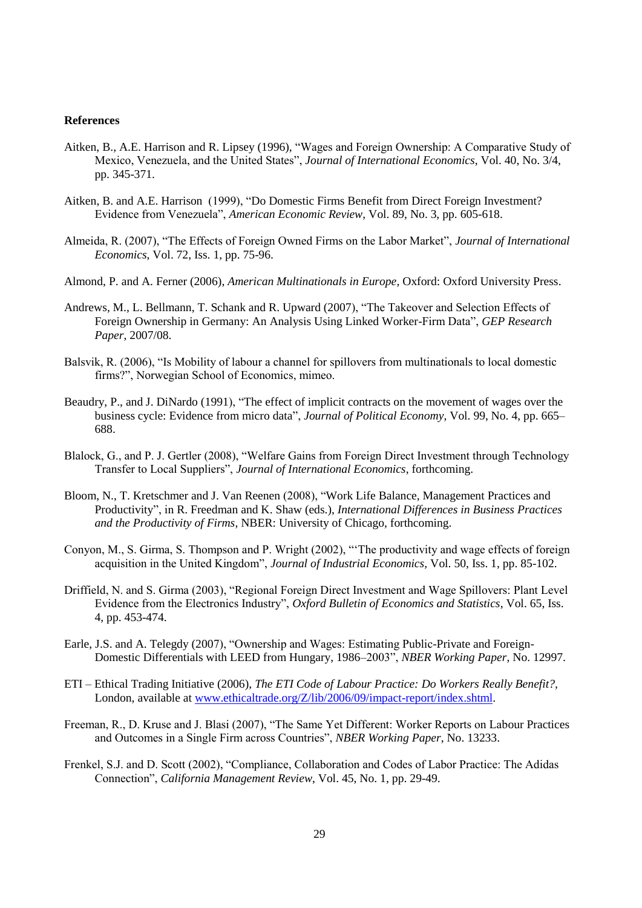**References**

Aitken, B., A.E. Harrison and R. Lipsey (1996), "Wages and Foreign Ownership: A Comparative Study of Mexico, Venezuela, and the United States", *Journal of International Economics*, Vol. 40, No. 3/4, pp. 345-371.

Aitken, B. and A.E. Harrison (1999), "Do Domestic Firms Benefit from Direct Foreign Investment? Evidence from Venezuela", *American Economic Review*, Vol. 89, No. 3, pp. 605-618.

Almeida, R. (2007), "The Effects of Foreign Owned Firms on the Labor Market", *Journal of International Economics*, Vol. 72, Iss. 1, pp. 75-96.

Almond, P. and A. Ferner (2006), *American Multinationals in Europe*, Oxford: Oxford University Press.

Andrews, M., L. Bellmann, T. Schank and R. Upward (2007), "The Takeover and Selection Effects of Foreign Ownership in Germany: An Analysis Using Linked Worker-Firm Data", *GEP Research Paper*, 2007/08.

Balsvik, R. (2006), "Is Mobility of labour a channel for spillovers from multinationals to local domestic firms?", Norwegian School of Economics, mimeo.

Beaudry, P., and J. DiNardo (1991), "The effect of implicit contracts on the movement of wages over the business cycle: Evidence from micro data", *Journal of Political Economy*, Vol. 99, No. 4, pp. 665–688.

Blalock, G., and P. J. Gertler (2008), "Welfare Gains from Foreign Direct Investment through Technology Transfer to Local Suppliers", *Journal of International Economics*, forthcoming.

Bloom, N., T. Kretschmer and J. Van Reenen (2008), "Work Life Balance, Management Practices and Productivity", in R. Freedman and K. Shaw (eds.), *International Differences in Business Practices and the Productivity of Firms*, NBER: University of Chicago, forthcoming.

Conyon, M., S. Girma, S. Thompson and P. Wright (2002), "'The productivity and wage effects of foreign acquisition in the United Kingdom", *Journal of Industrial Economics*, Vol. 50, Iss. 1, pp. 85-102.

Driffield, N. and S. Girma (2003), "Regional Foreign Direct Investment and Wage Spillovers: Plant Level Evidence from the Electronics Industry", *Oxford Bulletin of Economics and Statistics*, Vol. 65, Iss. 4, pp. 453-474.

Earle, J.S. and A. Telegdy (2007), "Ownership and Wages: Estimating Public-Private and Foreign-Domestic Differentials with LEED from Hungary, 1986–2003", *NBER Working Paper*, No. 12997.

ETI – Ethical Trading Initiative (2006), *The ETI Code of Labour Practice: Do Workers Really Benefit?*, London, available at www.ethicaltrade.org/Z/lib/2006/09/impact-report/index.shtml.

Freeman, R., D. Kruse and J. Blasi (2007), "The Same Yet Different: Worker Reports on Labour Practices and Outcomes in a Single Firm across Countries", *NBER Working Paper*, No. 13233.

Frenkel, S.J. and D. Scott (2002), "Compliance, Collaboration and Codes of Labor Practice: The Adidas Connection", *California Management Review*, Vol. 45, No. 1, pp. 29-49.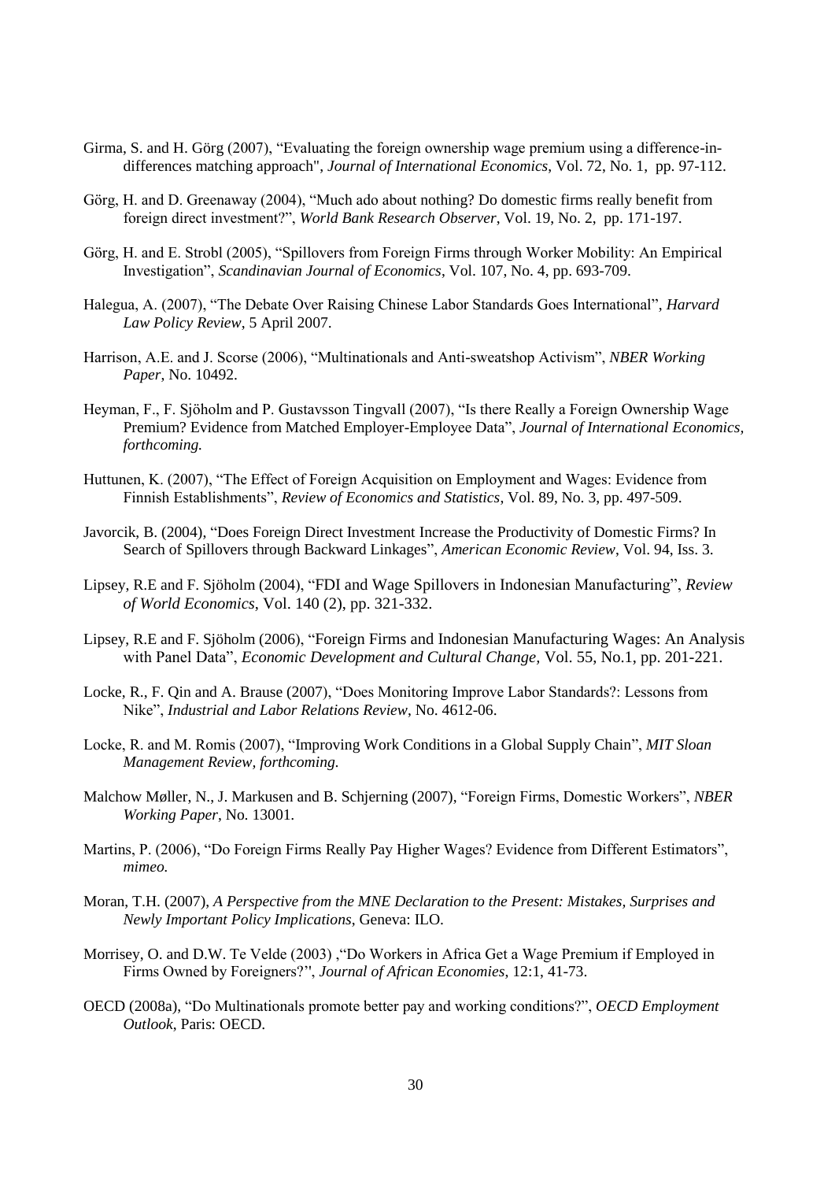Girma, S. and H. Görg (2007), "Evaluating the foreign ownership wage premium using a difference-in-differences matching approach", *Journal of International Economics*, Vol. 72, No. 1, pp. 97-112.

Görg, H. and D. Greenaway (2004), "Much ado about nothing? Do domestic firms really benefit from foreign direct investment?", *World Bank Research Observer*, Vol. 19, No. 2, pp. 171-197.

Görg, H. and E. Strobl (2005), "Spillovers from Foreign Firms through Worker Mobility: An Empirical Investigation", *Scandinavian Journal of Economics*, Vol. 107, No. 4, pp. 693-709.

Halegua, A. (2007), "The Debate Over Raising Chinese Labor Standards Goes International", *Harvard Law Policy Review*, 5 April 2007.

Harrison, A.E. and J. Scorse (2006), "Multinationals and Anti-sweatshop Activism", *NBER Working Paper*, No. 10492.

Heyman, F., F. Sjöholm and P. Gustavsson Tingvall (2007), "Is there Really a Foreign Ownership Wage Premium? Evidence from Matched Employer-Employee Data", *Journal of International Economics, forthcoming.*

Huttunen, K. (2007), "The Effect of Foreign Acquisition on Employment and Wages: Evidence from Finnish Establishments", *Review of Economics and Statistics*, Vol. 89, No. 3, pp. 497-509.

Javorcik, B. (2004), "Does Foreign Direct Investment Increase the Productivity of Domestic Firms? In Search of Spillovers through Backward Linkages", *American Economic Review*, Vol. 94, Iss. 3.

Lipsey, R.E and F. Sjöholm (2004), "FDI and Wage Spillovers in Indonesian Manufacturing", *Review of World Economics*, Vol. 140 (2), pp. 321-332.

Lipsey, R.E and F. Sjöholm (2006), "Foreign Firms and Indonesian Manufacturing Wages: An Analysis with Panel Data", *Economic Development and Cultural Change*, Vol. 55, No.1, pp. 201-221.

Locke, R., F. Qin and A. Brause (2007), "Does Monitoring Improve Labor Standards?: Lessons from Nike", *Industrial and Labor Relations Review*, No. 4612-06.

Locke, R. and M. Romis (2007), "Improving Work Conditions in a Global Supply Chain", *MIT Sloan Management Review, forthcoming.*

Malchow Møller, N., J. Markusen and B. Schjerning (2007), "Foreign Firms, Domestic Workers", *NBER Working Paper*, No. 13001.

Martins, P. (2006), "Do Foreign Firms Really Pay Higher Wages? Evidence from Different Estimators", *mimeo.*

Moran, T.H. (2007), *A Perspective from the MNE Declaration to the Present: Mistakes, Surprises and Newly Important Policy Implications*, Geneva: ILO.

Morrisey, O. and D.W. Te Velde (2003) ,"Do Workers in Africa Get a Wage Premium if Employed in Firms Owned by Foreigners?", *Journal of African Economies*, 12:1, 41-73.

OECD (2008a), "Do Multinationals promote better pay and working conditions?", *OECD Employment Outlook*, Paris: OECD.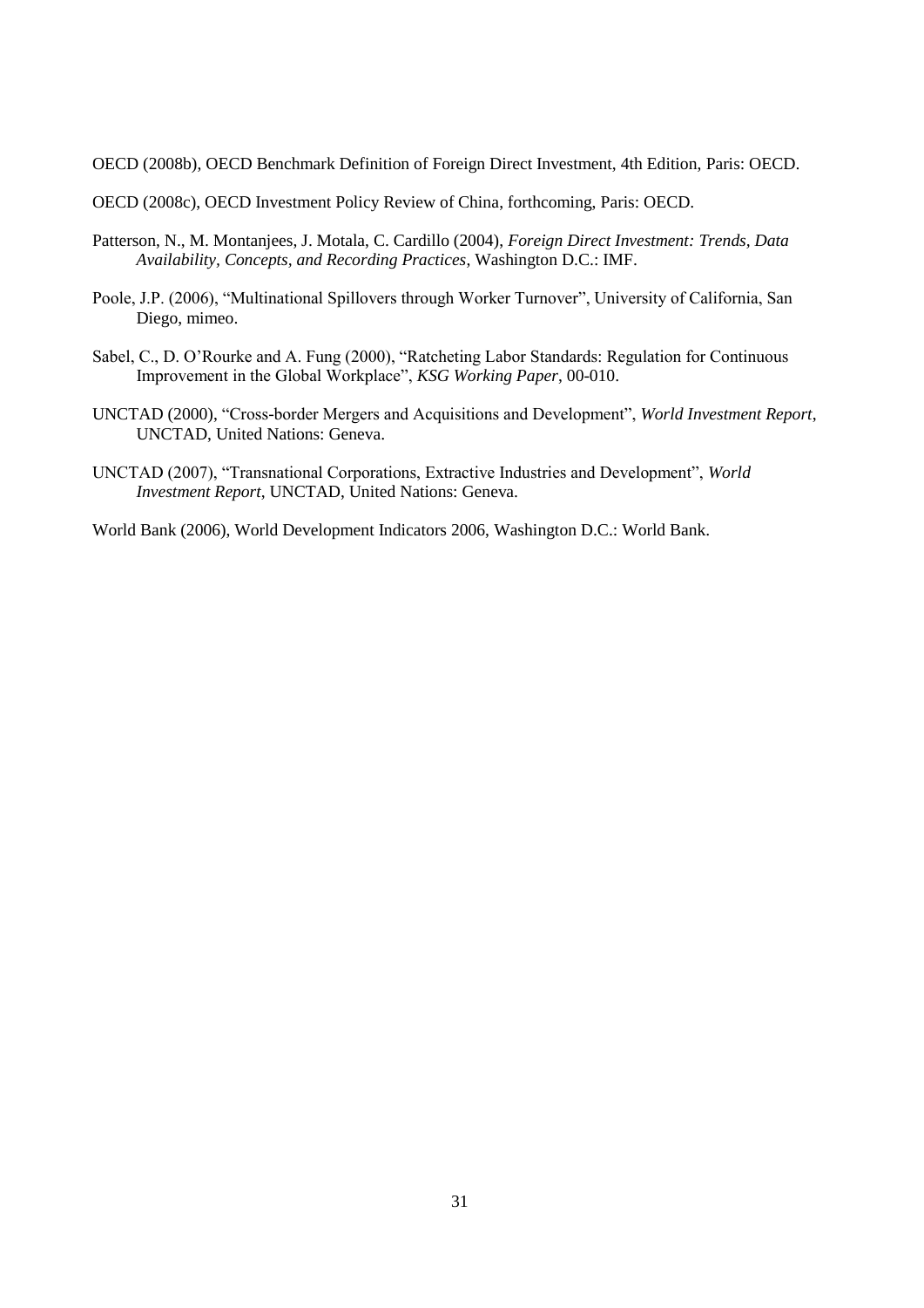OECD (2008b), OECD Benchmark Definition of Foreign Direct Investment, 4th Edition, Paris: OECD.

OECD (2008c), OECD Investment Policy Review of China, forthcoming, Paris: OECD.

Patterson, N., M. Montanjees, J. Motala, C. Cardillo (2004), *Foreign Direct Investment: Trends, Data Availability, Concepts, and Recording Practices*, Washington D.C.: IMF.

Poole, J.P. (2006), "Multinational Spillovers through Worker Turnover", University of California, San Diego, mimeo.

Sabel, C., D. O'Rourke and A. Fung (2000), "Ratcheting Labor Standards: Regulation for Continuous Improvement in the Global Workplace", *KSG Working Paper*, 00-010.

UNCTAD (2000), "Cross-border Mergers and Acquisitions and Development", *World Investment Report*, UNCTAD, United Nations: Geneva.

UNCTAD (2007), "Transnational Corporations, Extractive Industries and Development", *World Investment Report*, UNCTAD, United Nations: Geneva.

World Bank (2006), World Development Indicators 2006, Washington D.C.: World Bank.